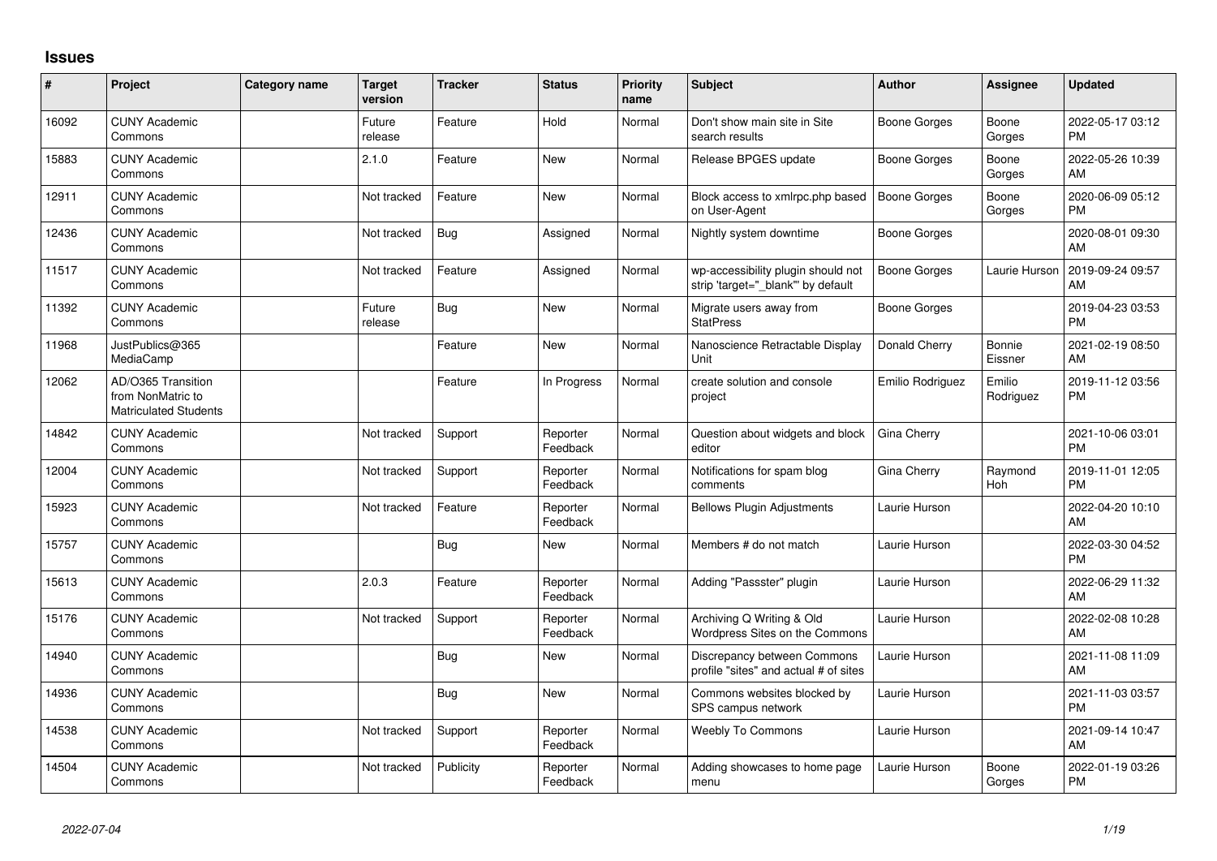## Issues

| # | Project | Category name | Target version | Tracker | Status | Priority name | Subject | Author | Assignee | Updated |
|---|---|---|---|---|---|---|---|---|---|---|
| 16092 | CUNY Academic Commons | | Future release | Feature | Hold | Normal | Don't show main site in Site search results | Boone Gorges | Boone Gorges | 2022-05-17 03:12 PM |
| 15883 | CUNY Academic Commons | | 2.1.0 | Feature | New | Normal | Release BPGES update | Boone Gorges | Boone Gorges | 2022-05-26 10:39 AM |
| 12911 | CUNY Academic Commons | | Not tracked | Feature | New | Normal | Block access to xmlrpc.php based on User-Agent | Boone Gorges | Boone Gorges | 2020-06-09 05:12 PM |
| 12436 | CUNY Academic Commons | | Not tracked | Bug | Assigned | Normal | Nightly system downtime | Boone Gorges | | 2020-08-01 09:30 AM |
| 11517 | CUNY Academic Commons | | Not tracked | Feature | Assigned | Normal | wp-accessibility plugin should not strip 'target="_blank"' by default | Boone Gorges | Laurie Hurson | 2019-09-24 09:57 AM |
| 11392 | CUNY Academic Commons | | Future release | Bug | New | Normal | Migrate users away from StatPress | Boone Gorges | | 2019-04-23 03:53 PM |
| 11968 | JustPublics@365 MediaCamp | | | Feature | New | Normal | Nanoscience Retractable Display Unit | Donald Cherry | Bonnie Eissner | 2021-02-19 08:50 AM |
| 12062 | AD/O365 Transition from NonMatric to Matriculated Students | | | Feature | In Progress | Normal | create solution and console project | Emilio Rodriguez | Emilio Rodriguez | 2019-11-12 03:56 PM |
| 14842 | CUNY Academic Commons | | Not tracked | Support | Reporter Feedback | Normal | Question about widgets and block editor | Gina Cherry | | 2021-10-06 03:01 PM |
| 12004 | CUNY Academic Commons | | Not tracked | Support | Reporter Feedback | Normal | Notifications for spam blog comments | Gina Cherry | Raymond Hoh | 2019-11-01 12:05 PM |
| 15923 | CUNY Academic Commons | | Not tracked | Feature | Reporter Feedback | Normal | Bellows Plugin Adjustments | Laurie Hurson | | 2022-04-20 10:10 AM |
| 15757 | CUNY Academic Commons | | | Bug | New | Normal | Members # do not match | Laurie Hurson | | 2022-03-30 04:52 PM |
| 15613 | CUNY Academic Commons | | 2.0.3 | Feature | Reporter Feedback | Normal | Adding "Passster" plugin | Laurie Hurson | | 2022-06-29 11:32 AM |
| 15176 | CUNY Academic Commons | | Not tracked | Support | Reporter Feedback | Normal | Archiving Q Writing & Old Wordpress Sites on the Commons | Laurie Hurson | | 2022-02-08 10:28 AM |
| 14940 | CUNY Academic Commons | | | Bug | New | Normal | Discrepancy between Commons profile "sites" and actual # of sites | Laurie Hurson | | 2021-11-08 11:09 AM |
| 14936 | CUNY Academic Commons | | | Bug | New | Normal | Commons websites blocked by SPS campus network | Laurie Hurson | | 2021-11-03 03:57 PM |
| 14538 | CUNY Academic Commons | | Not tracked | Support | Reporter Feedback | Normal | Weebly To Commons | Laurie Hurson | | 2021-09-14 10:47 AM |
| 14504 | CUNY Academic Commons | | Not tracked | Publicity | Reporter Feedback | Normal | Adding showcases to home page menu | Laurie Hurson | Boone Gorges | 2022-01-19 03:26 PM |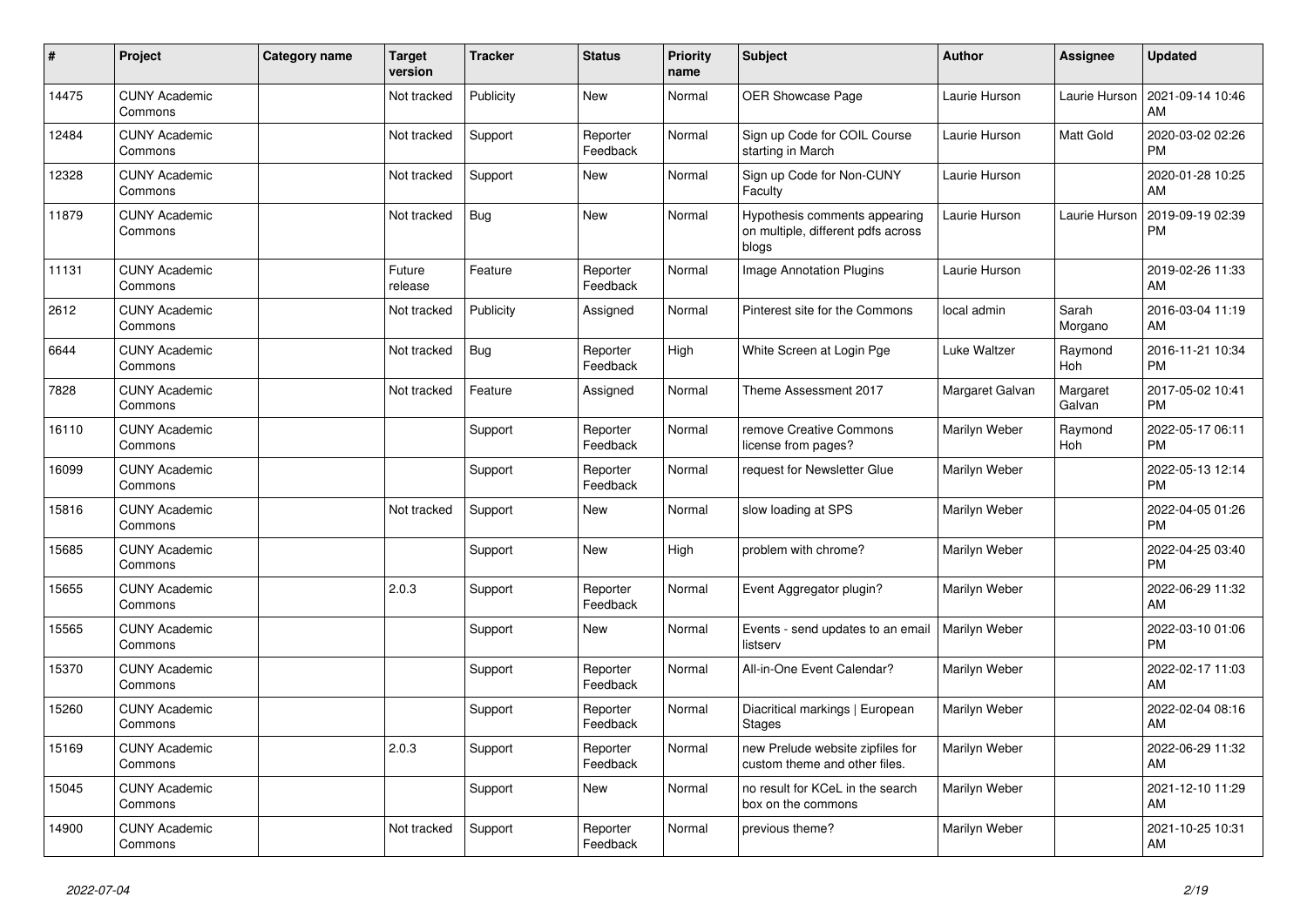| # | Project | Category name | Target version | Tracker | Status | Priority name | Subject | Author | Assignee | Updated |
|---|---|---|---|---|---|---|---|---|---|---|
| 14475 | CUNY Academic Commons | | Not tracked | Publicity | New | Normal | OER Showcase Page | Laurie Hurson | Laurie Hurson | 2021-09-14 10:46 AM |
| 12484 | CUNY Academic Commons | | Not tracked | Support | Reporter Feedback | Normal | Sign up Code for COIL Course starting in March | Laurie Hurson | Matt Gold | 2020-03-02 02:26 PM |
| 12328 | CUNY Academic Commons | | Not tracked | Support | New | Normal | Sign up Code for Non-CUNY Faculty | Laurie Hurson | | 2020-01-28 10:25 AM |
| 11879 | CUNY Academic Commons | | Not tracked | Bug | New | Normal | Hypothesis comments appearing on multiple, different pdfs across blogs | Laurie Hurson | Laurie Hurson | 2019-09-19 02:39 PM |
| 11131 | CUNY Academic Commons | | Future release | Feature | Reporter Feedback | Normal | Image Annotation Plugins | Laurie Hurson | | 2019-02-26 11:33 AM |
| 2612 | CUNY Academic Commons | | Not tracked | Publicity | Assigned | Normal | Pinterest site for the Commons | local admin | Sarah Morgano | 2016-03-04 11:19 AM |
| 6644 | CUNY Academic Commons | | Not tracked | Bug | Reporter Feedback | High | White Screen at Login Pge | Luke Waltzer | Raymond Hoh | 2016-11-21 10:34 PM |
| 7828 | CUNY Academic Commons | | Not tracked | Feature | Assigned | Normal | Theme Assessment 2017 | Margaret Galvan | Margaret Galvan | 2017-05-02 10:41 PM |
| 16110 | CUNY Academic Commons | | | Support | Reporter Feedback | Normal | remove Creative Commons license from pages? | Marilyn Weber | Raymond Hoh | 2022-05-17 06:11 PM |
| 16099 | CUNY Academic Commons | | | Support | Reporter Feedback | Normal | request for Newsletter Glue | Marilyn Weber | | 2022-05-13 12:14 PM |
| 15816 | CUNY Academic Commons | | Not tracked | Support | New | Normal | slow loading at SPS | Marilyn Weber | | 2022-04-05 01:26 PM |
| 15685 | CUNY Academic Commons | | | Support | New | High | problem with chrome? | Marilyn Weber | | 2022-04-25 03:40 PM |
| 15655 | CUNY Academic Commons | | 2.0.3 | Support | Reporter Feedback | Normal | Event Aggregator plugin? | Marilyn Weber | | 2022-06-29 11:32 AM |
| 15565 | CUNY Academic Commons | | | Support | New | Normal | Events - send updates to an email listserv | Marilyn Weber | | 2022-03-10 01:06 PM |
| 15370 | CUNY Academic Commons | | | Support | Reporter Feedback | Normal | All-in-One Event Calendar? | Marilyn Weber | | 2022-02-17 11:03 AM |
| 15260 | CUNY Academic Commons | | | Support | Reporter Feedback | Normal | Diacritical markings \| European Stages | Marilyn Weber | | 2022-02-04 08:16 AM |
| 15169 | CUNY Academic Commons | | 2.0.3 | Support | Reporter Feedback | Normal | new Prelude website zipfiles for custom theme and other files. | Marilyn Weber | | 2022-06-29 11:32 AM |
| 15045 | CUNY Academic Commons | | | Support | New | Normal | no result for KCeL in the search box on the commons | Marilyn Weber | | 2021-12-10 11:29 AM |
| 14900 | CUNY Academic Commons | | Not tracked | Support | Reporter Feedback | Normal | previous theme? | Marilyn Weber | | 2021-10-25 10:31 AM |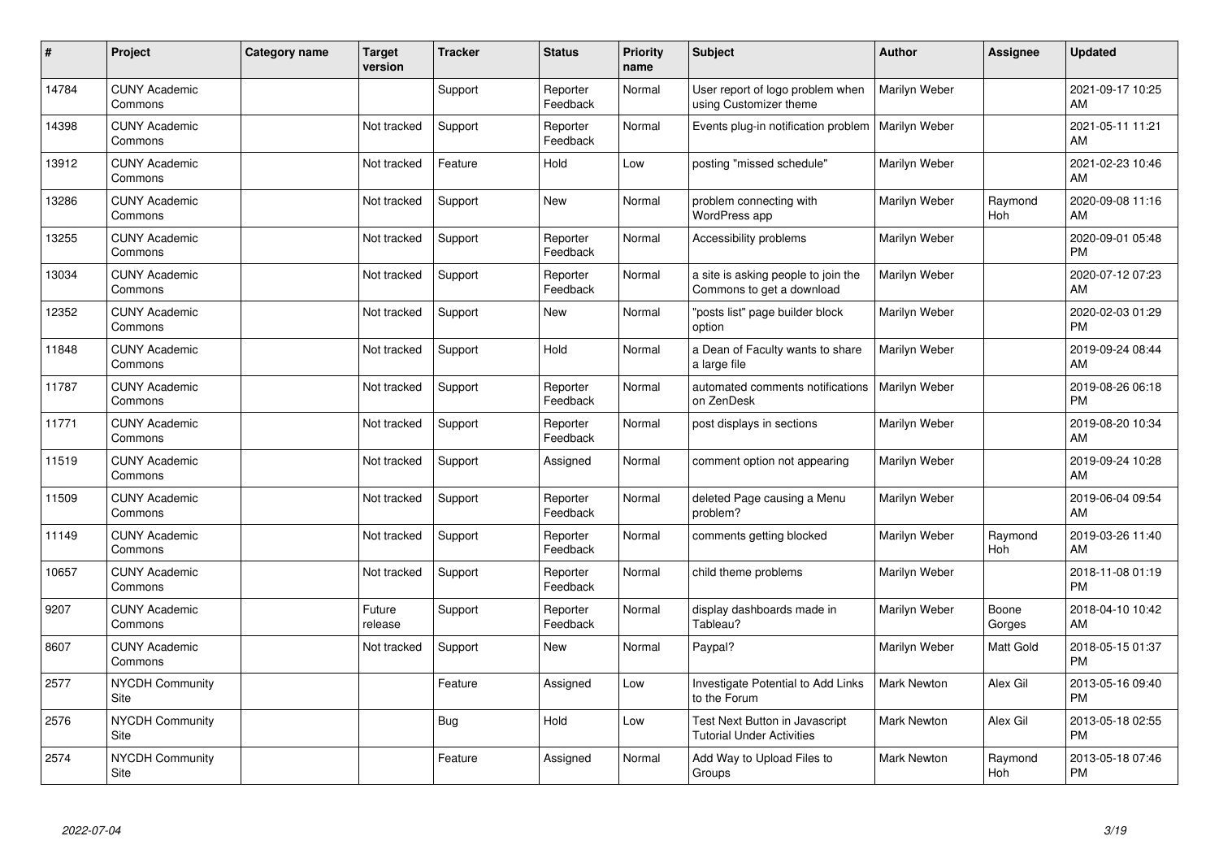| # | Project | Category name | Target version | Tracker | Status | Priority name | Subject | Author | Assignee | Updated |
|---|---|---|---|---|---|---|---|---|---|---|
| 14784 | CUNY Academic Commons | | | Support | Reporter Feedback | Normal | User report of logo problem when using Customizer theme | Marilyn Weber | | 2021-09-17 10:25 AM |
| 14398 | CUNY Academic Commons | | Not tracked | Support | Reporter Feedback | Normal | Events plug-in notification problem | Marilyn Weber | | 2021-05-11 11:21 AM |
| 13912 | CUNY Academic Commons | | Not tracked | Feature | Hold | Low | posting "missed schedule" | Marilyn Weber | | 2021-02-23 10:46 AM |
| 13286 | CUNY Academic Commons | | Not tracked | Support | New | Normal | problem connecting with WordPress app | Marilyn Weber | Raymond Hoh | 2020-09-08 11:16 AM |
| 13255 | CUNY Academic Commons | | Not tracked | Support | Reporter Feedback | Normal | Accessibility problems | Marilyn Weber | | 2020-09-01 05:48 PM |
| 13034 | CUNY Academic Commons | | Not tracked | Support | Reporter Feedback | Normal | a site is asking people to join the Commons to get a download | Marilyn Weber | | 2020-07-12 07:23 AM |
| 12352 | CUNY Academic Commons | | Not tracked | Support | New | Normal | "posts list" page builder block option | Marilyn Weber | | 2020-02-03 01:29 PM |
| 11848 | CUNY Academic Commons | | Not tracked | Support | Hold | Normal | a Dean of Faculty wants to share a large file | Marilyn Weber | | 2019-09-24 08:44 AM |
| 11787 | CUNY Academic Commons | | Not tracked | Support | Reporter Feedback | Normal | automated comments notifications on ZenDesk | Marilyn Weber | | 2019-08-26 06:18 PM |
| 11771 | CUNY Academic Commons | | Not tracked | Support | Reporter Feedback | Normal | post displays in sections | Marilyn Weber | | 2019-08-20 10:34 AM |
| 11519 | CUNY Academic Commons | | Not tracked | Support | Assigned | Normal | comment option not appearing | Marilyn Weber | | 2019-09-24 10:28 AM |
| 11509 | CUNY Academic Commons | | Not tracked | Support | Reporter Feedback | Normal | deleted Page causing a Menu problem? | Marilyn Weber | | 2019-06-04 09:54 AM |
| 11149 | CUNY Academic Commons | | Not tracked | Support | Reporter Feedback | Normal | comments getting blocked | Marilyn Weber | Raymond Hoh | 2019-03-26 11:40 AM |
| 10657 | CUNY Academic Commons | | Not tracked | Support | Reporter Feedback | Normal | child theme problems | Marilyn Weber | | 2018-11-08 01:19 PM |
| 9207 | CUNY Academic Commons | | Future release | Support | Reporter Feedback | Normal | display dashboards made in Tableau? | Marilyn Weber | Boone Gorges | 2018-04-10 10:42 AM |
| 8607 | CUNY Academic Commons | | Not tracked | Support | New | Normal | Paypal? | Marilyn Weber | Matt Gold | 2018-05-15 01:37 PM |
| 2577 | NYCDH Community Site | | | Feature | Assigned | Low | Investigate Potential to Add Links to the Forum | Mark Newton | Alex Gil | 2013-05-16 09:40 PM |
| 2576 | NYCDH Community Site | | | Bug | Hold | Low | Test Next Button in Javascript Tutorial Under Activities | Mark Newton | Alex Gil | 2013-05-18 02:55 PM |
| 2574 | NYCDH Community Site | | | Feature | Assigned | Normal | Add Way to Upload Files to Groups | Mark Newton | Raymond Hoh | 2013-05-18 07:46 PM |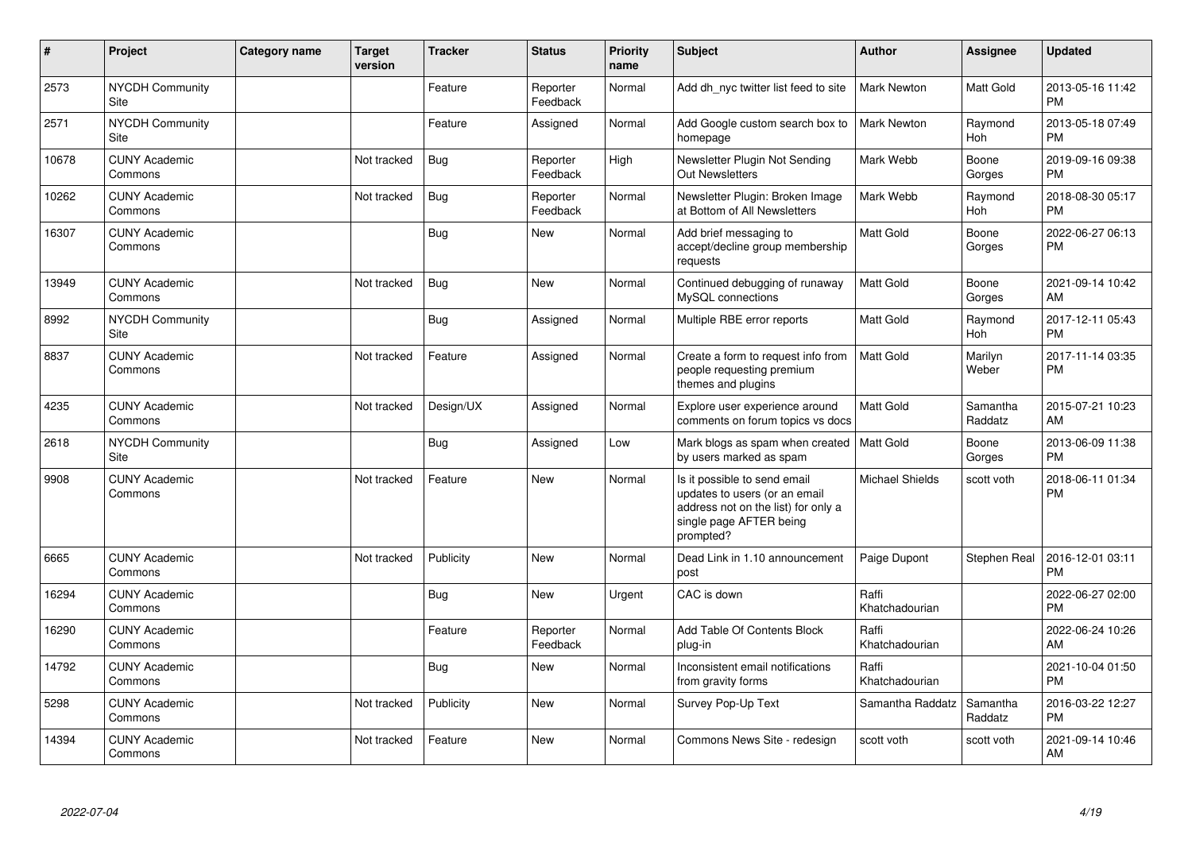| # | Project | Category name | Target version | Tracker | Status | Priority name | Subject | Author | Assignee | Updated |
|---|---|---|---|---|---|---|---|---|---|---|
| 2573 | NYCDH Community Site | | | Feature | Reporter Feedback | Normal | Add dh_nyc twitter list feed to site | Mark Newton | Matt Gold | 2013-05-16 11:42 PM |
| 2571 | NYCDH Community Site | | | Feature | Assigned | Normal | Add Google custom search box to homepage | Mark Newton | Raymond Hoh | 2013-05-18 07:49 PM |
| 10678 | CUNY Academic Commons | | Not tracked | Bug | Reporter Feedback | High | Newsletter Plugin Not Sending Out Newsletters | Mark Webb | Boone Gorges | 2019-09-16 09:38 PM |
| 10262 | CUNY Academic Commons | | Not tracked | Bug | Reporter Feedback | Normal | Newsletter Plugin: Broken Image at Bottom of All Newsletters | Mark Webb | Raymond Hoh | 2018-08-30 05:17 PM |
| 16307 | CUNY Academic Commons | | | Bug | New | Normal | Add brief messaging to accept/decline group membership requests | Matt Gold | Boone Gorges | 2022-06-27 06:13 PM |
| 13949 | CUNY Academic Commons | | Not tracked | Bug | New | Normal | Continued debugging of runaway MySQL connections | Matt Gold | Boone Gorges | 2021-09-14 10:42 AM |
| 8992 | NYCDH Community Site | | | Bug | Assigned | Normal | Multiple RBE error reports | Matt Gold | Raymond Hoh | 2017-12-11 05:43 PM |
| 8837 | CUNY Academic Commons | | Not tracked | Feature | Assigned | Normal | Create a form to request info from people requesting premium themes and plugins | Matt Gold | Marilyn Weber | 2017-11-14 03:35 PM |
| 4235 | CUNY Academic Commons | | Not tracked | Design/UX | Assigned | Normal | Explore user experience around comments on forum topics vs docs | Matt Gold | Samantha Raddatz | 2015-07-21 10:23 AM |
| 2618 | NYCDH Community Site | | | Bug | Assigned | Low | Mark blogs as spam when created by users marked as spam | Matt Gold | Boone Gorges | 2013-06-09 11:38 PM |
| 9908 | CUNY Academic Commons | | Not tracked | Feature | New | Normal | Is it possible to send email updates to users (or an email address not on the list) for only a single page AFTER being prompted? | Michael Shields | scott voth | 2018-06-11 01:34 PM |
| 6665 | CUNY Academic Commons | | Not tracked | Publicity | New | Normal | Dead Link in 1.10 announcement post | Paige Dupont | Stephen Real | 2016-12-01 03:11 PM |
| 16294 | CUNY Academic Commons | | | Bug | New | Urgent | CAC is down | Raffi Khatchadourian | | 2022-06-27 02:00 PM |
| 16290 | CUNY Academic Commons | | | Feature | Reporter Feedback | Normal | Add Table Of Contents Block plug-in | Raffi Khatchadourian | | 2022-06-24 10:26 AM |
| 14792 | CUNY Academic Commons | | | Bug | New | Normal | Inconsistent email notifications from gravity forms | Raffi Khatchadourian | | 2021-10-04 01:50 PM |
| 5298 | CUNY Academic Commons | | Not tracked | Publicity | New | Normal | Survey Pop-Up Text | Samantha Raddatz | Samantha Raddatz | 2016-03-22 12:27 PM |
| 14394 | CUNY Academic Commons | | Not tracked | Feature | New | Normal | Commons News Site - redesign | scott voth | scott voth | 2021-09-14 10:46 AM |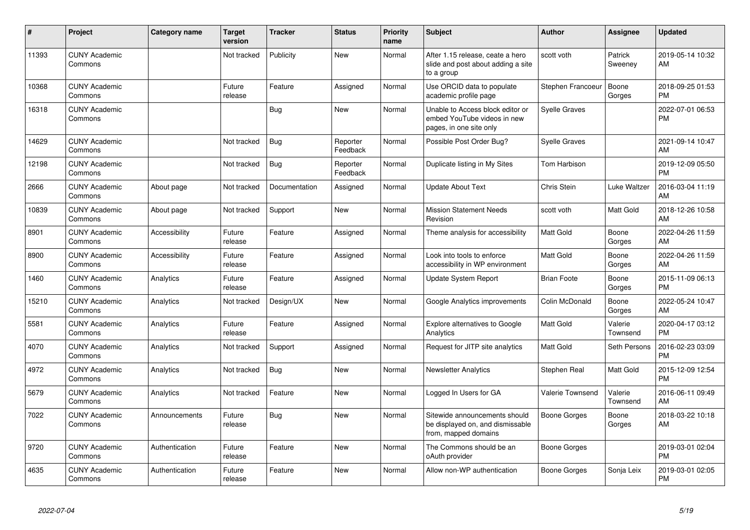| # | Project | Category name | Target version | Tracker | Status | Priority name | Subject | Author | Assignee | Updated |
|---|---|---|---|---|---|---|---|---|---|---|
| 11393 | CUNY Academic Commons | | Not tracked | Publicity | New | Normal | After 1.15 release, ceate a hero slide and post about adding a site to a group | scott voth | Patrick Sweeney | 2019-05-14 10:32 AM |
| 10368 | CUNY Academic Commons | | Future release | Feature | Assigned | Normal | Use ORCID data to populate academic profile page | Stephen Francoeur | Boone Gorges | 2018-09-25 01:53 PM |
| 16318 | CUNY Academic Commons | | | Bug | New | Normal | Unable to Access block editor or embed YouTube videos in new pages, in one site only | Syelle Graves | | 2022-07-01 06:53 PM |
| 14629 | CUNY Academic Commons | | Not tracked | Bug | Reporter Feedback | Normal | Possible Post Order Bug? | Syelle Graves | | 2021-09-14 10:47 AM |
| 12198 | CUNY Academic Commons | | Not tracked | Bug | Reporter Feedback | Normal | Duplicate listing in My Sites | Tom Harbison | | 2019-12-09 05:50 PM |
| 2666 | CUNY Academic Commons | About page | Not tracked | Documentation | Assigned | Normal | Update About Text | Chris Stein | Luke Waltzer | 2016-03-04 11:19 AM |
| 10839 | CUNY Academic Commons | About page | Not tracked | Support | New | Normal | Mission Statement Needs Revision | scott voth | Matt Gold | 2018-12-26 10:58 AM |
| 8901 | CUNY Academic Commons | Accessibility | Future release | Feature | Assigned | Normal | Theme analysis for accessibility | Matt Gold | Boone Gorges | 2022-04-26 11:59 AM |
| 8900 | CUNY Academic Commons | Accessibility | Future release | Feature | Assigned | Normal | Look into tools to enforce accessibility in WP environment | Matt Gold | Boone Gorges | 2022-04-26 11:59 AM |
| 1460 | CUNY Academic Commons | Analytics | Future release | Feature | Assigned | Normal | Update System Report | Brian Foote | Boone Gorges | 2015-11-09 06:13 PM |
| 15210 | CUNY Academic Commons | Analytics | Not tracked | Design/UX | New | Normal | Google Analytics improvements | Colin McDonald | Boone Gorges | 2022-05-24 10:47 AM |
| 5581 | CUNY Academic Commons | Analytics | Future release | Feature | Assigned | Normal | Explore alternatives to Google Analytics | Matt Gold | Valerie Townsend | 2020-04-17 03:12 PM |
| 4070 | CUNY Academic Commons | Analytics | Not tracked | Support | Assigned | Normal | Request for JITP site analytics | Matt Gold | Seth Persons | 2016-02-23 03:09 PM |
| 4972 | CUNY Academic Commons | Analytics | Not tracked | Bug | New | Normal | Newsletter Analytics | Stephen Real | Matt Gold | 2015-12-09 12:54 PM |
| 5679 | CUNY Academic Commons | Analytics | Not tracked | Feature | New | Normal | Logged In Users for GA | Valerie Townsend | Valerie Townsend | 2016-06-11 09:49 AM |
| 7022 | CUNY Academic Commons | Announcements | Future release | Bug | New | Normal | Sitewide announcements should be displayed on, and dismissable from, mapped domains | Boone Gorges | Boone Gorges | 2018-03-22 10:18 AM |
| 9720 | CUNY Academic Commons | Authentication | Future release | Feature | New | Normal | The Commons should be an oAuth provider | Boone Gorges | | 2019-03-01 02:04 PM |
| 4635 | CUNY Academic Commons | Authentication | Future release | Feature | New | Normal | Allow non-WP authentication | Boone Gorges | Sonja Leix | 2019-03-01 02:05 PM |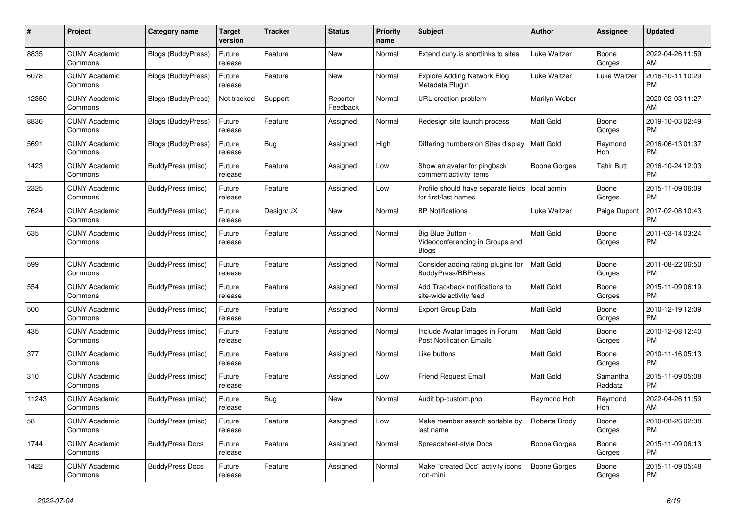| # | Project | Category name | Target version | Tracker | Status | Priority name | Subject | Author | Assignee | Updated |
|---|---|---|---|---|---|---|---|---|---|---|
| 8835 | CUNY Academic Commons | Blogs (BuddyPress) | Future release | Feature | New | Normal | Extend cuny.is shortlinks to sites | Luke Waltzer | Boone Gorges | 2022-04-26 11:59 AM |
| 6078 | CUNY Academic Commons | Blogs (BuddyPress) | Future release | Feature | New | Normal | Explore Adding Network Blog Metadata Plugin | Luke Waltzer | Luke Waltzer | 2016-10-11 10:29 PM |
| 12350 | CUNY Academic Commons | Blogs (BuddyPress) | Not tracked | Support | Reporter Feedback | Normal | URL creation problem | Marilyn Weber | | 2020-02-03 11:27 AM |
| 8836 | CUNY Academic Commons | Blogs (BuddyPress) | Future release | Feature | Assigned | Normal | Redesign site launch process | Matt Gold | Boone Gorges | 2019-10-03 02:49 PM |
| 5691 | CUNY Academic Commons | Blogs (BuddyPress) | Future release | Bug | Assigned | High | Differing numbers on Sites display | Matt Gold | Raymond Hoh | 2016-06-13 01:37 PM |
| 1423 | CUNY Academic Commons | BuddyPress (misc) | Future release | Feature | Assigned | Low | Show an avatar for pingback comment activity items | Boone Gorges | Tahir Butt | 2016-10-24 12:03 PM |
| 2325 | CUNY Academic Commons | BuddyPress (misc) | Future release | Feature | Assigned | Low | Profile should have separate fields for first/last names | local admin | Boone Gorges | 2015-11-09 06:09 PM |
| 7624 | CUNY Academic Commons | BuddyPress (misc) | Future release | Design/UX | New | Normal | BP Notifications | Luke Waltzer | Paige Dupont | 2017-02-08 10:43 PM |
| 635 | CUNY Academic Commons | BuddyPress (misc) | Future release | Feature | Assigned | Normal | Big Blue Button - Videoconferencing in Groups and Blogs | Matt Gold | Boone Gorges | 2011-03-14 03:24 PM |
| 599 | CUNY Academic Commons | BuddyPress (misc) | Future release | Feature | Assigned | Normal | Consider adding rating plugins for BuddyPress/BBPress | Matt Gold | Boone Gorges | 2011-08-22 06:50 PM |
| 554 | CUNY Academic Commons | BuddyPress (misc) | Future release | Feature | Assigned | Normal | Add Trackback notifications to site-wide activity feed | Matt Gold | Boone Gorges | 2015-11-09 06:19 PM |
| 500 | CUNY Academic Commons | BuddyPress (misc) | Future release | Feature | Assigned | Normal | Export Group Data | Matt Gold | Boone Gorges | 2010-12-19 12:09 PM |
| 435 | CUNY Academic Commons | BuddyPress (misc) | Future release | Feature | Assigned | Normal | Include Avatar Images in Forum Post Notification Emails | Matt Gold | Boone Gorges | 2010-12-08 12:40 PM |
| 377 | CUNY Academic Commons | BuddyPress (misc) | Future release | Feature | Assigned | Normal | Like buttons | Matt Gold | Boone Gorges | 2010-11-16 05:13 PM |
| 310 | CUNY Academic Commons | BuddyPress (misc) | Future release | Feature | Assigned | Low | Friend Request Email | Matt Gold | Samantha Raddatz | 2015-11-09 05:08 PM |
| 11243 | CUNY Academic Commons | BuddyPress (misc) | Future release | Bug | New | Normal | Audit bp-custom.php | Raymond Hoh | Raymond Hoh | 2022-04-26 11:59 AM |
| 58 | CUNY Academic Commons | BuddyPress (misc) | Future release | Feature | Assigned | Low | Make member search sortable by last name | Roberta Brody | Boone Gorges | 2010-08-26 02:38 PM |
| 1744 | CUNY Academic Commons | BuddyPress Docs | Future release | Feature | Assigned | Normal | Spreadsheet-style Docs | Boone Gorges | Boone Gorges | 2015-11-09 06:13 PM |
| 1422 | CUNY Academic Commons | BuddyPress Docs | Future release | Feature | Assigned | Normal | Make "created Doc" activity icons non-mini | Boone Gorges | Boone Gorges | 2015-11-09 05:48 PM |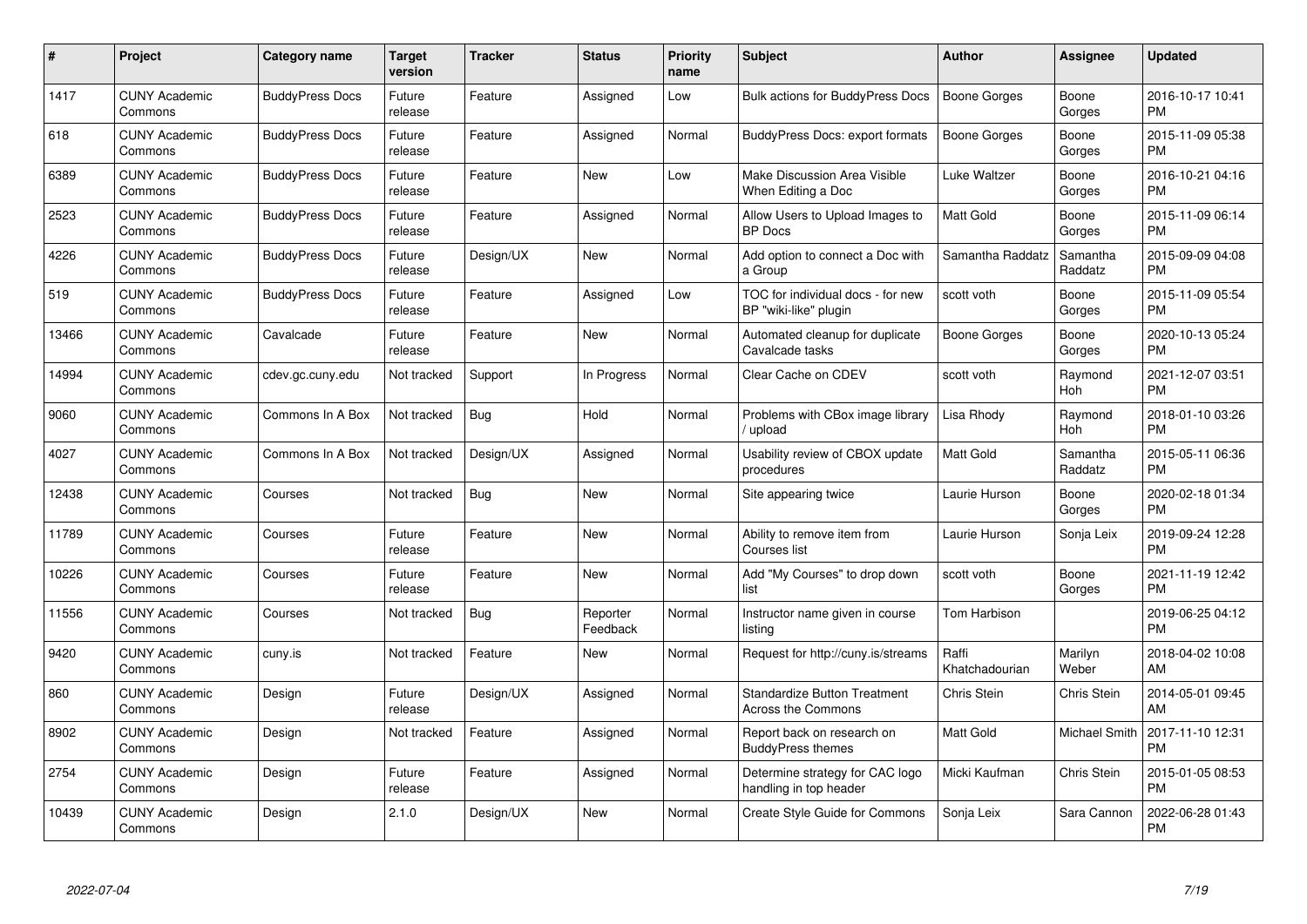| # | Project | Category name | Target version | Tracker | Status | Priority name | Subject | Author | Assignee | Updated |
|---|---|---|---|---|---|---|---|---|---|---|
| 1417 | CUNY Academic Commons | BuddyPress Docs | Future release | Feature | Assigned | Low | Bulk actions for BuddyPress Docs | Boone Gorges | Boone Gorges | 2016-10-17 10:41 PM |
| 618 | CUNY Academic Commons | BuddyPress Docs | Future release | Feature | Assigned | Normal | BuddyPress Docs: export formats | Boone Gorges | Boone Gorges | 2015-11-09 05:38 PM |
| 6389 | CUNY Academic Commons | BuddyPress Docs | Future release | Feature | New | Low | Make Discussion Area Visible When Editing a Doc | Luke Waltzer | Boone Gorges | 2016-10-21 04:16 PM |
| 2523 | CUNY Academic Commons | BuddyPress Docs | Future release | Feature | Assigned | Normal | Allow Users to Upload Images to BP Docs | Matt Gold | Boone Gorges | 2015-11-09 06:14 PM |
| 4226 | CUNY Academic Commons | BuddyPress Docs | Future release | Design/UX | New | Normal | Add option to connect a Doc with a Group | Samantha Raddatz | Samantha Raddatz | 2015-09-09 04:08 PM |
| 519 | CUNY Academic Commons | BuddyPress Docs | Future release | Feature | Assigned | Low | TOC for individual docs - for new BP "wiki-like" plugin | scott voth | Boone Gorges | 2015-11-09 05:54 PM |
| 13466 | CUNY Academic Commons | Cavalcade | Future release | Feature | New | Normal | Automated cleanup for duplicate Cavalcade tasks | Boone Gorges | Boone Gorges | 2020-10-13 05:24 PM |
| 14994 | CUNY Academic Commons | cdev.gc.cuny.edu | Not tracked | Support | In Progress | Normal | Clear Cache on CDEV | scott voth | Raymond Hoh | 2021-12-07 03:51 PM |
| 9060 | CUNY Academic Commons | Commons In A Box | Not tracked | Bug | Hold | Normal | Problems with CBox image library / upload | Lisa Rhody | Raymond Hoh | 2018-01-10 03:26 PM |
| 4027 | CUNY Academic Commons | Commons In A Box | Not tracked | Design/UX | Assigned | Normal | Usability review of CBOX update procedures | Matt Gold | Samantha Raddatz | 2015-05-11 06:36 PM |
| 12438 | CUNY Academic Commons | Courses | Not tracked | Bug | New | Normal | Site appearing twice | Laurie Hurson | Boone Gorges | 2020-02-18 01:34 PM |
| 11789 | CUNY Academic Commons | Courses | Future release | Feature | New | Normal | Ability to remove item from Courses list | Laurie Hurson | Sonja Leix | 2019-09-24 12:28 PM |
| 10226 | CUNY Academic Commons | Courses | Future release | Feature | New | Normal | Add "My Courses" to drop down list | scott voth | Boone Gorges | 2021-11-19 12:42 PM |
| 11556 | CUNY Academic Commons | Courses | Not tracked | Bug | Reporter Feedback | Normal | Instructor name given in course listing | Tom Harbison | | 2019-06-25 04:12 PM |
| 9420 | CUNY Academic Commons | cuny.is | Not tracked | Feature | New | Normal | Request for http://cuny.is/streams | Raffi Khatchadourian | Marilyn Weber | 2018-04-02 10:08 AM |
| 860 | CUNY Academic Commons | Design | Future release | Design/UX | Assigned | Normal | Standardize Button Treatment Across the Commons | Chris Stein | Chris Stein | 2014-05-01 09:45 AM |
| 8902 | CUNY Academic Commons | Design | Not tracked | Feature | Assigned | Normal | Report back on research on BuddyPress themes | Matt Gold | Michael Smith | 2017-11-10 12:31 PM |
| 2754 | CUNY Academic Commons | Design | Future release | Feature | Assigned | Normal | Determine strategy for CAC logo handling in top header | Micki Kaufman | Chris Stein | 2015-01-05 08:53 PM |
| 10439 | CUNY Academic Commons | Design | 2.1.0 | Design/UX | New | Normal | Create Style Guide for Commons | Sonja Leix | Sara Cannon | 2022-06-28 01:43 PM |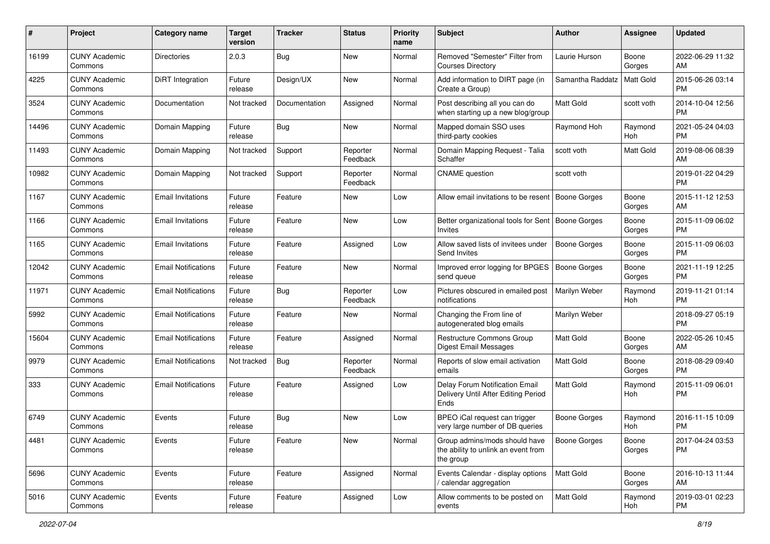| # | Project | Category name | Target version | Tracker | Status | Priority name | Subject | Author | Assignee | Updated |
|---|---|---|---|---|---|---|---|---|---|---|
| 16199 | CUNY Academic Commons | Directories | 2.0.3 | Bug | New | Normal | Removed "Semester" Filter from Courses Directory | Laurie Hurson | Boone Gorges | 2022-06-29 11:32 AM |
| 4225 | CUNY Academic Commons | DiRT Integration | Future release | Design/UX | New | Normal | Add information to DIRT page (in Create a Group) | Samantha Raddatz | Matt Gold | 2015-06-26 03:14 PM |
| 3524 | CUNY Academic Commons | Documentation | Not tracked | Documentation | Assigned | Normal | Post describing all you can do when starting up a new blog/group | Matt Gold | scott voth | 2014-10-04 12:56 PM |
| 14496 | CUNY Academic Commons | Domain Mapping | Future release | Bug | New | Normal | Mapped domain SSO uses third-party cookies | Raymond Hoh | Raymond Hoh | 2021-05-24 04:03 PM |
| 11493 | CUNY Academic Commons | Domain Mapping | Not tracked | Support | Reporter Feedback | Normal | Domain Mapping Request - Talia Schaffer | scott voth | Matt Gold | 2019-08-06 08:39 AM |
| 10982 | CUNY Academic Commons | Domain Mapping | Not tracked | Support | Reporter Feedback | Normal | CNAME question | scott voth | | 2019-01-22 04:29 PM |
| 1167 | CUNY Academic Commons | Email Invitations | Future release | Feature | New | Low | Allow email invitations to be resent | Boone Gorges | Boone Gorges | 2015-11-12 12:53 AM |
| 1166 | CUNY Academic Commons | Email Invitations | Future release | Feature | New | Low | Better organizational tools for Sent Invites | Boone Gorges | Boone Gorges | 2015-11-09 06:02 PM |
| 1165 | CUNY Academic Commons | Email Invitations | Future release | Feature | Assigned | Low | Allow saved lists of invitees under Send Invites | Boone Gorges | Boone Gorges | 2015-11-09 06:03 PM |
| 12042 | CUNY Academic Commons | Email Notifications | Future release | Feature | New | Normal | Improved error logging for BPGES send queue | Boone Gorges | Boone Gorges | 2021-11-19 12:25 PM |
| 11971 | CUNY Academic Commons | Email Notifications | Future release | Bug | Reporter Feedback | Low | Pictures obscured in emailed post notifications | Marilyn Weber | Raymond Hoh | 2019-11-21 01:14 PM |
| 5992 | CUNY Academic Commons | Email Notifications | Future release | Feature | New | Normal | Changing the From line of autogenerated blog emails | Marilyn Weber | | 2018-09-27 05:19 PM |
| 15604 | CUNY Academic Commons | Email Notifications | Future release | Feature | Assigned | Normal | Restructure Commons Group Digest Email Messages | Matt Gold | Boone Gorges | 2022-05-26 10:45 AM |
| 9979 | CUNY Academic Commons | Email Notifications | Not tracked | Bug | Reporter Feedback | Normal | Reports of slow email activation emails | Matt Gold | Boone Gorges | 2018-08-29 09:40 PM |
| 333 | CUNY Academic Commons | Email Notifications | Future release | Feature | Assigned | Low | Delay Forum Notification Email Delivery Until After Editing Period Ends | Matt Gold | Raymond Hoh | 2015-11-09 06:01 PM |
| 6749 | CUNY Academic Commons | Events | Future release | Bug | New | Low | BPEO iCal request can trigger very large number of DB queries | Boone Gorges | Raymond Hoh | 2016-11-15 10:09 PM |
| 4481 | CUNY Academic Commons | Events | Future release | Feature | New | Normal | Group admins/mods should have the ability to unlink an event from the group | Boone Gorges | Boone Gorges | 2017-04-24 03:53 PM |
| 5696 | CUNY Academic Commons | Events | Future release | Feature | Assigned | Normal | Events Calendar - display options / calendar aggregation | Matt Gold | Boone Gorges | 2016-10-13 11:44 AM |
| 5016 | CUNY Academic Commons | Events | Future release | Feature | Assigned | Low | Allow comments to be posted on events | Matt Gold | Raymond Hoh | 2019-03-01 02:23 PM |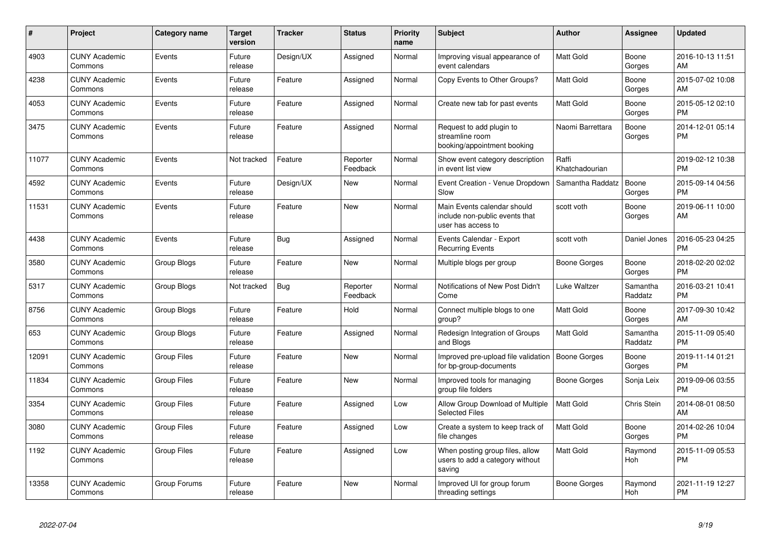| # | Project | Category name | Target version | Tracker | Status | Priority name | Subject | Author | Assignee | Updated |
|---|---|---|---|---|---|---|---|---|---|---|
| 4903 | CUNY Academic Commons | Events | Future release | Design/UX | Assigned | Normal | Improving visual appearance of event calendars | Matt Gold | Boone Gorges | 2016-10-13 11:51 AM |
| 4238 | CUNY Academic Commons | Events | Future release | Feature | Assigned | Normal | Copy Events to Other Groups? | Matt Gold | Boone Gorges | 2015-07-02 10:08 AM |
| 4053 | CUNY Academic Commons | Events | Future release | Feature | Assigned | Normal | Create new tab for past events | Matt Gold | Boone Gorges | 2015-05-12 02:10 PM |
| 3475 | CUNY Academic Commons | Events | Future release | Feature | Assigned | Normal | Request to add plugin to streamline room booking/appointment booking | Naomi Barrettara | Boone Gorges | 2014-12-01 05:14 PM |
| 11077 | CUNY Academic Commons | Events | Not tracked | Feature | Reporter Feedback | Normal | Show event category description in event list view | Raffi Khatchadourian | | 2019-02-12 10:38 PM |
| 4592 | CUNY Academic Commons | Events | Future release | Design/UX | New | Normal | Event Creation - Venue Dropdown Slow | Samantha Raddatz | Boone Gorges | 2015-09-14 04:56 PM |
| 11531 | CUNY Academic Commons | Events | Future release | Feature | New | Normal | Main Events calendar should include non-public events that user has access to | scott voth | Boone Gorges | 2019-06-11 10:00 AM |
| 4438 | CUNY Academic Commons | Events | Future release | Bug | Assigned | Normal | Events Calendar - Export Recurring Events | scott voth | Daniel Jones | 2016-05-23 04:25 PM |
| 3580 | CUNY Academic Commons | Group Blogs | Future release | Feature | New | Normal | Multiple blogs per group | Boone Gorges | Boone Gorges | 2018-02-20 02:02 PM |
| 5317 | CUNY Academic Commons | Group Blogs | Not tracked | Bug | Reporter Feedback | Normal | Notifications of New Post Didn't Come | Luke Waltzer | Samantha Raddatz | 2016-03-21 10:41 PM |
| 8756 | CUNY Academic Commons | Group Blogs | Future release | Feature | Hold | Normal | Connect multiple blogs to one group? | Matt Gold | Boone Gorges | 2017-09-30 10:42 AM |
| 653 | CUNY Academic Commons | Group Blogs | Future release | Feature | Assigned | Normal | Redesign Integration of Groups and Blogs | Matt Gold | Samantha Raddatz | 2015-11-09 05:40 PM |
| 12091 | CUNY Academic Commons | Group Files | Future release | Feature | New | Normal | Improved pre-upload file validation for bp-group-documents | Boone Gorges | Boone Gorges | 2019-11-14 01:21 PM |
| 11834 | CUNY Academic Commons | Group Files | Future release | Feature | New | Normal | Improved tools for managing group file folders | Boone Gorges | Sonja Leix | 2019-09-06 03:55 PM |
| 3354 | CUNY Academic Commons | Group Files | Future release | Feature | Assigned | Low | Allow Group Download of Multiple Selected Files | Matt Gold | Chris Stein | 2014-08-01 08:50 AM |
| 3080 | CUNY Academic Commons | Group Files | Future release | Feature | Assigned | Low | Create a system to keep track of file changes | Matt Gold | Boone Gorges | 2014-02-26 10:04 PM |
| 1192 | CUNY Academic Commons | Group Files | Future release | Feature | Assigned | Low | When posting group files, allow users to add a category without saving | Matt Gold | Raymond Hoh | 2015-11-09 05:53 PM |
| 13358 | CUNY Academic Commons | Group Forums | Future release | Feature | New | Normal | Improved UI for group forum threading settings | Boone Gorges | Raymond Hoh | 2021-11-19 12:27 PM |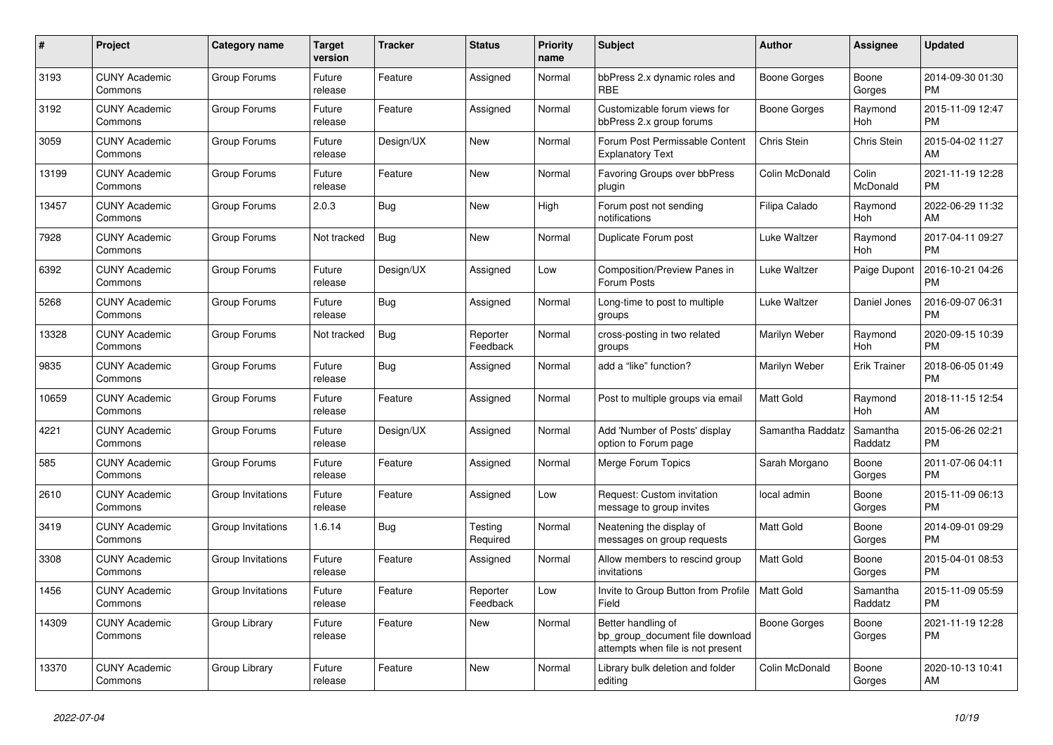| # | Project | Category name | Target version | Tracker | Status | Priority name | Subject | Author | Assignee | Updated |
|---|---|---|---|---|---|---|---|---|---|---|
| 3193 | CUNY Academic Commons | Group Forums | Future release | Feature | Assigned | Normal | bbPress 2.x dynamic roles and RBE | Boone Gorges | Boone Gorges | 2014-09-30 01:30 PM |
| 3192 | CUNY Academic Commons | Group Forums | Future release | Feature | Assigned | Normal | Customizable forum views for bbPress 2.x group forums | Boone Gorges | Raymond Hoh | 2015-11-09 12:47 PM |
| 3059 | CUNY Academic Commons | Group Forums | Future release | Design/UX | New | Normal | Forum Post Permissable Content Explanatory Text | Chris Stein | Chris Stein | 2015-04-02 11:27 AM |
| 13199 | CUNY Academic Commons | Group Forums | Future release | Feature | New | Normal | Favoring Groups over bbPress plugin | Colin McDonald | Colin McDonald | 2021-11-19 12:28 PM |
| 13457 | CUNY Academic Commons | Group Forums | 2.0.3 | Bug | New | High | Forum post not sending notifications | Filipa Calado | Raymond Hoh | 2022-06-29 11:32 AM |
| 7928 | CUNY Academic Commons | Group Forums | Not tracked | Bug | New | Normal | Duplicate Forum post | Luke Waltzer | Raymond Hoh | 2017-04-11 09:27 PM |
| 6392 | CUNY Academic Commons | Group Forums | Future release | Design/UX | Assigned | Low | Composition/Preview Panes in Forum Posts | Luke Waltzer | Paige Dupont | 2016-10-21 04:26 PM |
| 5268 | CUNY Academic Commons | Group Forums | Future release | Bug | Assigned | Normal | Long-time to post to multiple groups | Luke Waltzer | Daniel Jones | 2016-09-07 06:31 PM |
| 13328 | CUNY Academic Commons | Group Forums | Not tracked | Bug | Reporter Feedback | Normal | cross-posting in two related groups | Marilyn Weber | Raymond Hoh | 2020-09-15 10:39 PM |
| 9835 | CUNY Academic Commons | Group Forums | Future release | Bug | Assigned | Normal | add a "like" function? | Marilyn Weber | Erik Trainer | 2018-06-05 01:49 PM |
| 10659 | CUNY Academic Commons | Group Forums | Future release | Feature | Assigned | Normal | Post to multiple groups via email | Matt Gold | Raymond Hoh | 2018-11-15 12:54 AM |
| 4221 | CUNY Academic Commons | Group Forums | Future release | Design/UX | Assigned | Normal | Add 'Number of Posts' display option to Forum page | Samantha Raddatz | Samantha Raddatz | 2015-06-26 02:21 PM |
| 585 | CUNY Academic Commons | Group Forums | Future release | Feature | Assigned | Normal | Merge Forum Topics | Sarah Morgano | Boone Gorges | 2011-07-06 04:11 PM |
| 2610 | CUNY Academic Commons | Group Invitations | Future release | Feature | Assigned | Low | Request: Custom invitation message to group invites | local admin | Boone Gorges | 2015-11-09 06:13 PM |
| 3419 | CUNY Academic Commons | Group Invitations | 1.6.14 | Bug | Testing Required | Normal | Neatening the display of messages on group requests | Matt Gold | Boone Gorges | 2014-09-01 09:29 PM |
| 3308 | CUNY Academic Commons | Group Invitations | Future release | Feature | Assigned | Normal | Allow members to rescind group invitations | Matt Gold | Boone Gorges | 2015-04-01 08:53 PM |
| 1456 | CUNY Academic Commons | Group Invitations | Future release | Feature | Reporter Feedback | Low | Invite to Group Button from Profile Field | Matt Gold | Samantha Raddatz | 2015-11-09 05:59 PM |
| 14309 | CUNY Academic Commons | Group Library | Future release | Feature | New | Normal | Better handling of bp_group_document file download attempts when file is not present | Boone Gorges | Boone Gorges | 2021-11-19 12:28 PM |
| 13370 | CUNY Academic Commons | Group Library | Future release | Feature | New | Normal | Library bulk deletion and folder editing | Colin McDonald | Boone Gorges | 2020-10-13 10:41 AM |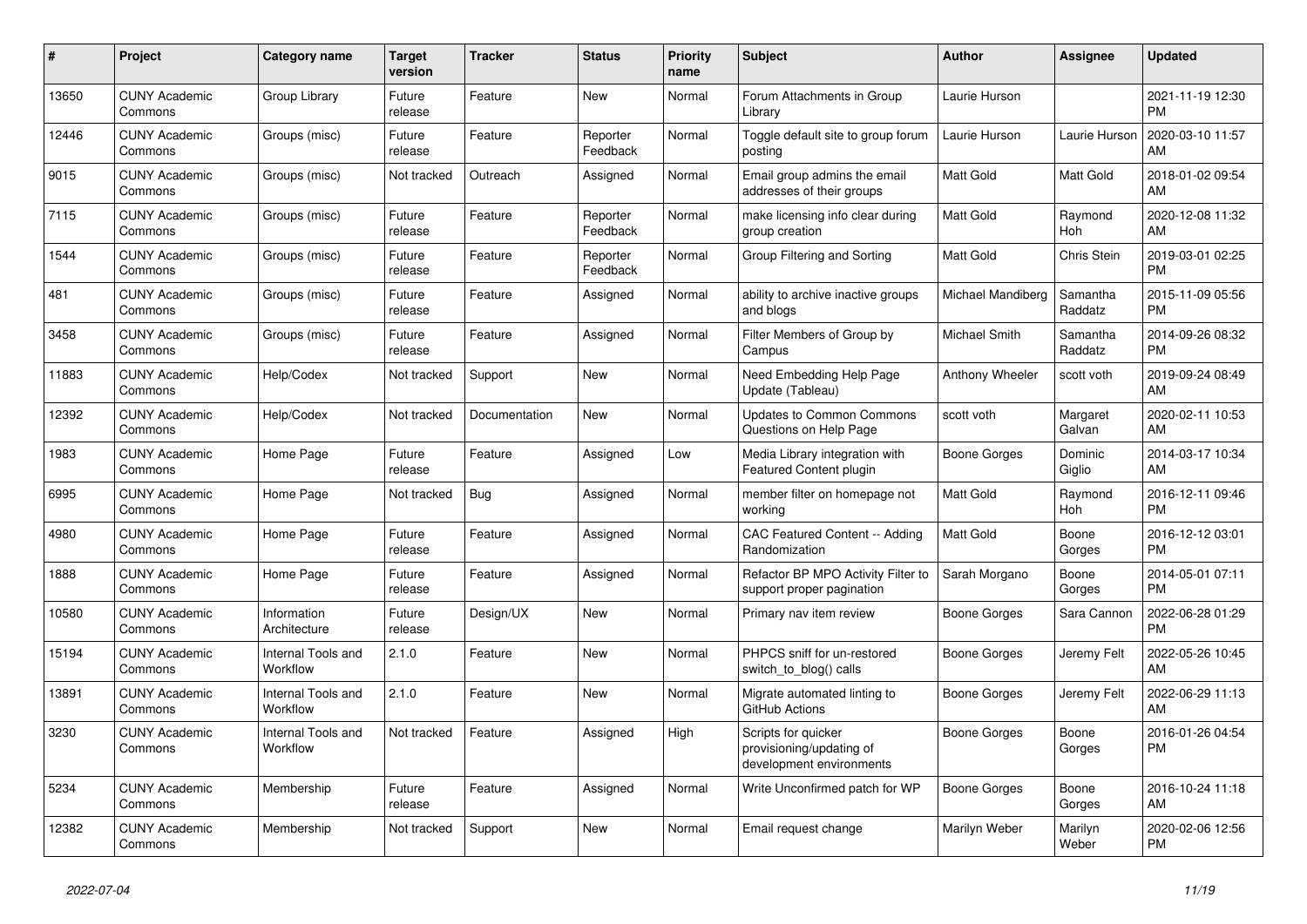| # | Project | Category name | Target version | Tracker | Status | Priority name | Subject | Author | Assignee | Updated |
|---|---|---|---|---|---|---|---|---|---|---|
| 13650 | CUNY Academic Commons | Group Library | Future release | Feature | New | Normal | Forum Attachments in Group Library | Laurie Hurson | | 2021-11-19 12:30 PM |
| 12446 | CUNY Academic Commons | Groups (misc) | Future release | Feature | Reporter Feedback | Normal | Toggle default site to group forum posting | Laurie Hurson | Laurie Hurson | 2020-03-10 11:57 AM |
| 9015 | CUNY Academic Commons | Groups (misc) | Not tracked | Outreach | Assigned | Normal | Email group admins the email addresses of their groups | Matt Gold | Matt Gold | 2018-01-02 09:54 AM |
| 7115 | CUNY Academic Commons | Groups (misc) | Future release | Feature | Reporter Feedback | Normal | make licensing info clear during group creation | Matt Gold | Raymond Hoh | 2020-12-08 11:32 AM |
| 1544 | CUNY Academic Commons | Groups (misc) | Future release | Feature | Reporter Feedback | Normal | Group Filtering and Sorting | Matt Gold | Chris Stein | 2019-03-01 02:25 PM |
| 481 | CUNY Academic Commons | Groups (misc) | Future release | Feature | Assigned | Normal | ability to archive inactive groups and blogs | Michael Mandiberg | Samantha Raddatz | 2015-11-09 05:56 PM |
| 3458 | CUNY Academic Commons | Groups (misc) | Future release | Feature | Assigned | Normal | Filter Members of Group by Campus | Michael Smith | Samantha Raddatz | 2014-09-26 08:32 PM |
| 11883 | CUNY Academic Commons | Help/Codex | Not tracked | Support | New | Normal | Need Embedding Help Page Update (Tableau) | Anthony Wheeler | scott voth | 2019-09-24 08:49 AM |
| 12392 | CUNY Academic Commons | Help/Codex | Not tracked | Documentation | New | Normal | Updates to Common Commons Questions on Help Page | scott voth | Margaret Galvan | 2020-02-11 10:53 AM |
| 1983 | CUNY Academic Commons | Home Page | Future release | Feature | Assigned | Low | Media Library integration with Featured Content plugin | Boone Gorges | Dominic Giglio | 2014-03-17 10:34 AM |
| 6995 | CUNY Academic Commons | Home Page | Not tracked | Bug | Assigned | Normal | member filter on homepage not working | Matt Gold | Raymond Hoh | 2016-12-11 09:46 PM |
| 4980 | CUNY Academic Commons | Home Page | Future release | Feature | Assigned | Normal | CAC Featured Content -- Adding Randomization | Matt Gold | Boone Gorges | 2016-12-12 03:01 PM |
| 1888 | CUNY Academic Commons | Home Page | Future release | Feature | Assigned | Normal | Refactor BP MPO Activity Filter to support proper pagination | Sarah Morgano | Boone Gorges | 2014-05-01 07:11 PM |
| 10580 | CUNY Academic Commons | Information Architecture | Future release | Design/UX | New | Normal | Primary nav item review | Boone Gorges | Sara Cannon | 2022-06-28 01:29 PM |
| 15194 | CUNY Academic Commons | Internal Tools and Workflow | 2.1.0 | Feature | New | Normal | PHPCS sniff for un-restored switch_to_blog() calls | Boone Gorges | Jeremy Felt | 2022-05-26 10:45 AM |
| 13891 | CUNY Academic Commons | Internal Tools and Workflow | 2.1.0 | Feature | New | Normal | Migrate automated linting to GitHub Actions | Boone Gorges | Jeremy Felt | 2022-06-29 11:13 AM |
| 3230 | CUNY Academic Commons | Internal Tools and Workflow | Not tracked | Feature | Assigned | High | Scripts for quicker provisioning/updating of development environments | Boone Gorges | Boone Gorges | 2016-01-26 04:54 PM |
| 5234 | CUNY Academic Commons | Membership | Future release | Feature | Assigned | Normal | Write Unconfirmed patch for WP | Boone Gorges | Boone Gorges | 2016-10-24 11:18 AM |
| 12382 | CUNY Academic Commons | Membership | Not tracked | Support | New | Normal | Email request change | Marilyn Weber | Marilyn Weber | 2020-02-06 12:56 PM |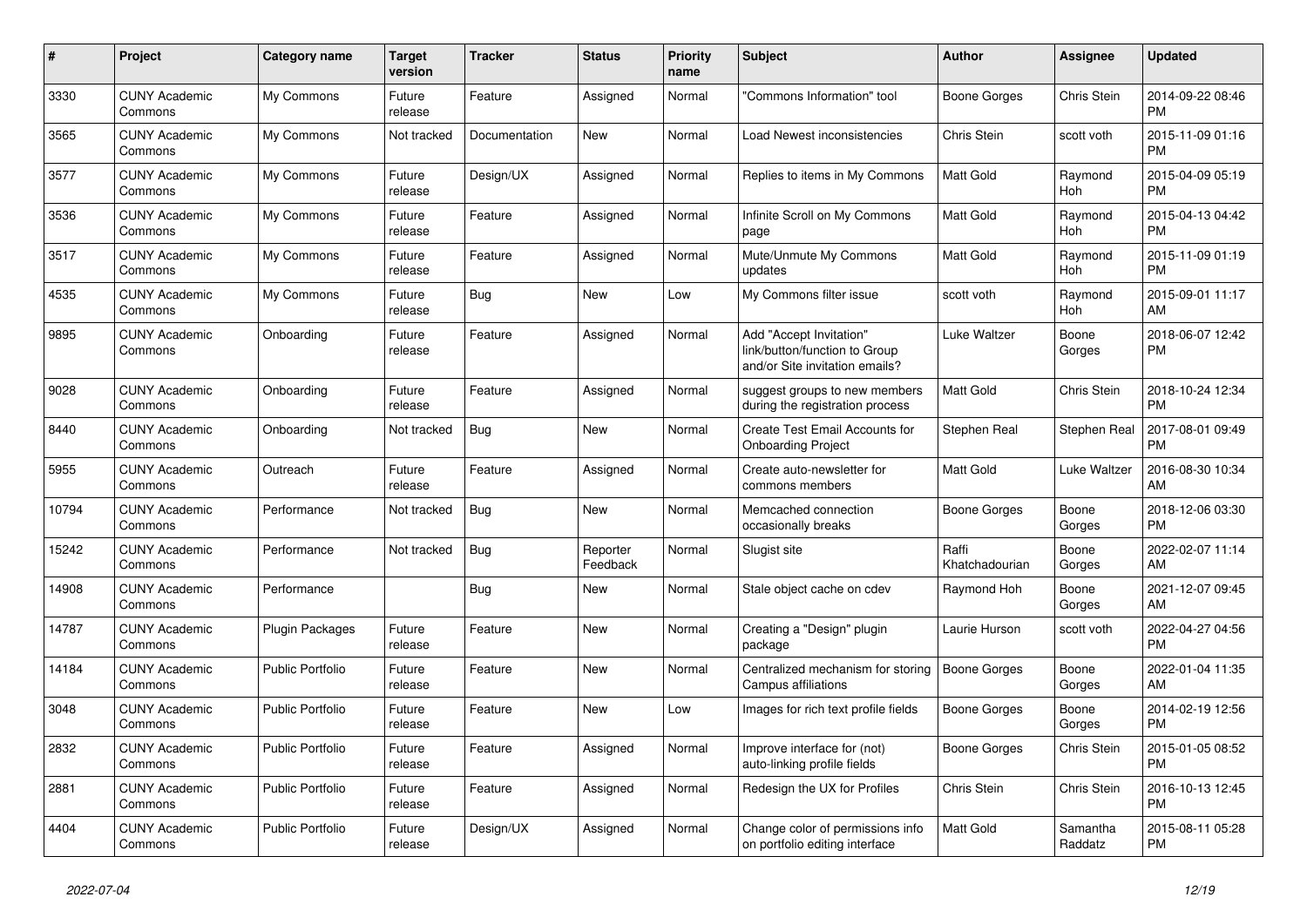| # | Project | Category name | Target version | Tracker | Status | Priority name | Subject | Author | Assignee | Updated |
|---|---|---|---|---|---|---|---|---|---|---|
| 3330 | CUNY Academic Commons | My Commons | Future release | Feature | Assigned | Normal | "Commons Information" tool | Boone Gorges | Chris Stein | 2014-09-22 08:46 PM |
| 3565 | CUNY Academic Commons | My Commons | Not tracked | Documentation | New | Normal | Load Newest inconsistencies | Chris Stein | scott voth | 2015-11-09 01:16 PM |
| 3577 | CUNY Academic Commons | My Commons | Future release | Design/UX | Assigned | Normal | Replies to items in My Commons | Matt Gold | Raymond Hoh | 2015-04-09 05:19 PM |
| 3536 | CUNY Academic Commons | My Commons | Future release | Feature | Assigned | Normal | Infinite Scroll on My Commons page | Matt Gold | Raymond Hoh | 2015-04-13 04:42 PM |
| 3517 | CUNY Academic Commons | My Commons | Future release | Feature | Assigned | Normal | Mute/Unmute My Commons updates | Matt Gold | Raymond Hoh | 2015-11-09 01:19 PM |
| 4535 | CUNY Academic Commons | My Commons | Future release | Bug | New | Low | My Commons filter issue | scott voth | Raymond Hoh | 2015-09-01 11:17 AM |
| 9895 | CUNY Academic Commons | Onboarding | Future release | Feature | Assigned | Normal | Add "Accept Invitation" link/button/function to Group and/or Site invitation emails? | Luke Waltzer | Boone Gorges | 2018-06-07 12:42 PM |
| 9028 | CUNY Academic Commons | Onboarding | Future release | Feature | Assigned | Normal | suggest groups to new members during the registration process | Matt Gold | Chris Stein | 2018-10-24 12:34 PM |
| 8440 | CUNY Academic Commons | Onboarding | Not tracked | Bug | New | Normal | Create Test Email Accounts for Onboarding Project | Stephen Real | Stephen Real | 2017-08-01 09:49 PM |
| 5955 | CUNY Academic Commons | Outreach | Future release | Feature | Assigned | Normal | Create auto-newsletter for commons members | Matt Gold | Luke Waltzer | 2016-08-30 10:34 AM |
| 10794 | CUNY Academic Commons | Performance | Not tracked | Bug | New | Normal | Memcached connection occasionally breaks | Boone Gorges | Boone Gorges | 2018-12-06 03:30 PM |
| 15242 | CUNY Academic Commons | Performance | Not tracked | Bug | Reporter Feedback | Normal | Slugist site | Raffi Khatchadourian | Boone Gorges | 2022-02-07 11:14 AM |
| 14908 | CUNY Academic Commons | Performance | | Bug | New | Normal | Stale object cache on cdev | Raymond Hoh | Boone Gorges | 2021-12-07 09:45 AM |
| 14787 | CUNY Academic Commons | Plugin Packages | Future release | Feature | New | Normal | Creating a "Design" plugin package | Laurie Hurson | scott voth | 2022-04-27 04:56 PM |
| 14184 | CUNY Academic Commons | Public Portfolio | Future release | Feature | New | Normal | Centralized mechanism for storing Campus affiliations | Boone Gorges | Boone Gorges | 2022-01-04 11:35 AM |
| 3048 | CUNY Academic Commons | Public Portfolio | Future release | Feature | New | Low | Images for rich text profile fields | Boone Gorges | Boone Gorges | 2014-02-19 12:56 PM |
| 2832 | CUNY Academic Commons | Public Portfolio | Future release | Feature | Assigned | Normal | Improve interface for (not) auto-linking profile fields | Boone Gorges | Chris Stein | 2015-01-05 08:52 PM |
| 2881 | CUNY Academic Commons | Public Portfolio | Future release | Feature | Assigned | Normal | Redesign the UX for Profiles | Chris Stein | Chris Stein | 2016-10-13 12:45 PM |
| 4404 | CUNY Academic Commons | Public Portfolio | Future release | Design/UX | Assigned | Normal | Change color of permissions info on portfolio editing interface | Matt Gold | Samantha Raddatz | 2015-08-11 05:28 PM |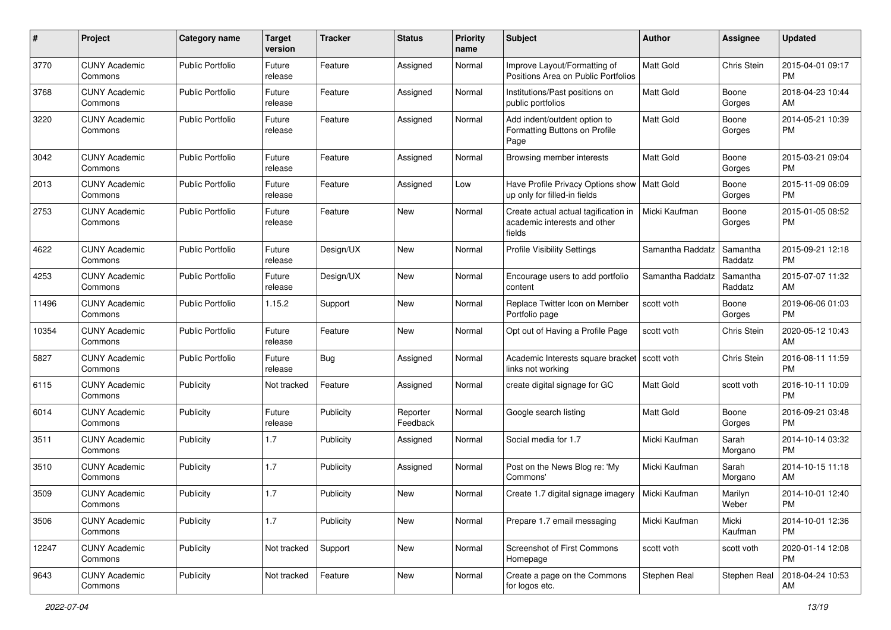| # | Project | Category name | Target version | Tracker | Status | Priority name | Subject | Author | Assignee | Updated |
|---|---|---|---|---|---|---|---|---|---|---|
| 3770 | CUNY Academic Commons | Public Portfolio | Future release | Feature | Assigned | Normal | Improve Layout/Formatting of Positions Area on Public Portfolios | Matt Gold | Chris Stein | 2015-04-01 09:17 PM |
| 3768 | CUNY Academic Commons | Public Portfolio | Future release | Feature | Assigned | Normal | Institutions/Past positions on public portfolios | Matt Gold | Boone Gorges | 2018-04-23 10:44 AM |
| 3220 | CUNY Academic Commons | Public Portfolio | Future release | Feature | Assigned | Normal | Add indent/outdent option to Formatting Buttons on Profile Page | Matt Gold | Boone Gorges | 2014-05-21 10:39 PM |
| 3042 | CUNY Academic Commons | Public Portfolio | Future release | Feature | Assigned | Normal | Browsing member interests | Matt Gold | Boone Gorges | 2015-03-21 09:04 PM |
| 2013 | CUNY Academic Commons | Public Portfolio | Future release | Feature | Assigned | Low | Have Profile Privacy Options show up only for filled-in fields | Matt Gold | Boone Gorges | 2015-11-09 06:09 PM |
| 2753 | CUNY Academic Commons | Public Portfolio | Future release | Feature | New | Normal | Create actual actual tagification in academic interests and other fields | Micki Kaufman | Boone Gorges | 2015-01-05 08:52 PM |
| 4622 | CUNY Academic Commons | Public Portfolio | Future release | Design/UX | New | Normal | Profile Visibility Settings | Samantha Raddatz | Samantha Raddatz | 2015-09-21 12:18 PM |
| 4253 | CUNY Academic Commons | Public Portfolio | Future release | Design/UX | New | Normal | Encourage users to add portfolio content | Samantha Raddatz | Samantha Raddatz | 2015-07-07 11:32 AM |
| 11496 | CUNY Academic Commons | Public Portfolio | 1.15.2 | Support | New | Normal | Replace Twitter Icon on Member Portfolio page | scott voth | Boone Gorges | 2019-06-06 01:03 PM |
| 10354 | CUNY Academic Commons | Public Portfolio | Future release | Feature | New | Normal | Opt out of Having a Profile Page | scott voth | Chris Stein | 2020-05-12 10:43 AM |
| 5827 | CUNY Academic Commons | Public Portfolio | Future release | Bug | Assigned | Normal | Academic Interests square bracket links not working | scott voth | Chris Stein | 2016-08-11 11:59 PM |
| 6115 | CUNY Academic Commons | Publicity | Not tracked | Feature | Assigned | Normal | create digital signage for GC | Matt Gold | scott voth | 2016-10-11 10:09 PM |
| 6014 | CUNY Academic Commons | Publicity | Future release | Publicity | Reporter Feedback | Normal | Google search listing | Matt Gold | Boone Gorges | 2016-09-21 03:48 PM |
| 3511 | CUNY Academic Commons | Publicity | 1.7 | Publicity | Assigned | Normal | Social media for 1.7 | Micki Kaufman | Sarah Morgano | 2014-10-14 03:32 PM |
| 3510 | CUNY Academic Commons | Publicity | 1.7 | Publicity | Assigned | Normal | Post on the News Blog re: 'My Commons' | Micki Kaufman | Sarah Morgano | 2014-10-15 11:18 AM |
| 3509 | CUNY Academic Commons | Publicity | 1.7 | Publicity | New | Normal | Create 1.7 digital signage imagery | Micki Kaufman | Marilyn Weber | 2014-10-01 12:40 PM |
| 3506 | CUNY Academic Commons | Publicity | 1.7 | Publicity | New | Normal | Prepare 1.7 email messaging | Micki Kaufman | Micki Kaufman | 2014-10-01 12:36 PM |
| 12247 | CUNY Academic Commons | Publicity | Not tracked | Support | New | Normal | Screenshot of First Commons Homepage | scott voth | scott voth | 2020-01-14 12:08 PM |
| 9643 | CUNY Academic Commons | Publicity | Not tracked | Feature | New | Normal | Create a page on the Commons for logos etc. | Stephen Real | Stephen Real | 2018-04-24 10:53 AM |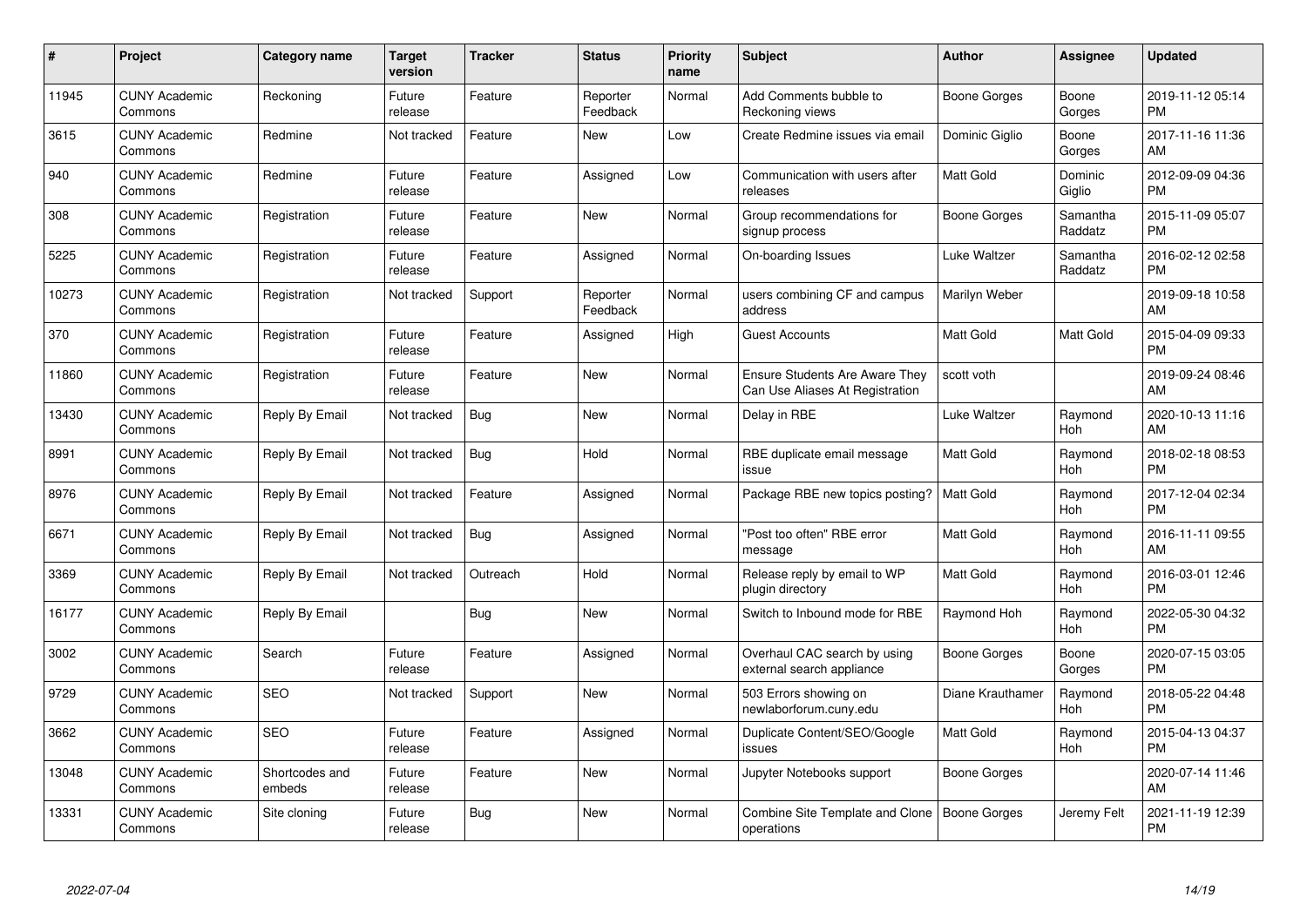| # | Project | Category name | Target version | Tracker | Status | Priority name | Subject | Author | Assignee | Updated |
|---|---|---|---|---|---|---|---|---|---|---|
| 11945 | CUNY Academic Commons | Reckoning | Future release | Feature | Reporter Feedback | Normal | Add Comments bubble to Reckoning views | Boone Gorges | Boone Gorges | 2019-11-12 05:14 PM |
| 3615 | CUNY Academic Commons | Redmine | Not tracked | Feature | New | Low | Create Redmine issues via email | Dominic Giglio | Boone Gorges | 2017-11-16 11:36 AM |
| 940 | CUNY Academic Commons | Redmine | Future release | Feature | Assigned | Low | Communication with users after releases | Matt Gold | Dominic Giglio | 2012-09-09 04:36 PM |
| 308 | CUNY Academic Commons | Registration | Future release | Feature | New | Normal | Group recommendations for signup process | Boone Gorges | Samantha Raddatz | 2015-11-09 05:07 PM |
| 5225 | CUNY Academic Commons | Registration | Future release | Feature | Assigned | Normal | On-boarding Issues | Luke Waltzer | Samantha Raddatz | 2016-02-12 02:58 PM |
| 10273 | CUNY Academic Commons | Registration | Not tracked | Support | Reporter Feedback | Normal | users combining CF and campus address | Marilyn Weber | | 2019-09-18 10:58 AM |
| 370 | CUNY Academic Commons | Registration | Future release | Feature | Assigned | High | Guest Accounts | Matt Gold | Matt Gold | 2015-04-09 09:33 PM |
| 11860 | CUNY Academic Commons | Registration | Future release | Feature | New | Normal | Ensure Students Are Aware They Can Use Aliases At Registration | scott voth | | 2019-09-24 08:46 AM |
| 13430 | CUNY Academic Commons | Reply By Email | Not tracked | Bug | New | Normal | Delay in RBE | Luke Waltzer | Raymond Hoh | 2020-10-13 11:16 AM |
| 8991 | CUNY Academic Commons | Reply By Email | Not tracked | Bug | Hold | Normal | RBE duplicate email message issue | Matt Gold | Raymond Hoh | 2018-02-18 08:53 PM |
| 8976 | CUNY Academic Commons | Reply By Email | Not tracked | Feature | Assigned | Normal | Package RBE new topics posting? | Matt Gold | Raymond Hoh | 2017-12-04 02:34 PM |
| 6671 | CUNY Academic Commons | Reply By Email | Not tracked | Bug | Assigned | Normal | "Post too often" RBE error message | Matt Gold | Raymond Hoh | 2016-11-11 09:55 AM |
| 3369 | CUNY Academic Commons | Reply By Email | Not tracked | Outreach | Hold | Normal | Release reply by email to WP plugin directory | Matt Gold | Raymond Hoh | 2016-03-01 12:46 PM |
| 16177 | CUNY Academic Commons | Reply By Email | | Bug | New | Normal | Switch to Inbound mode for RBE | Raymond Hoh | Raymond Hoh | 2022-05-30 04:32 PM |
| 3002 | CUNY Academic Commons | Search | Future release | Feature | Assigned | Normal | Overhaul CAC search by using external search appliance | Boone Gorges | Boone Gorges | 2020-07-15 03:05 PM |
| 9729 | CUNY Academic Commons | SEO | Not tracked | Support | New | Normal | 503 Errors showing on newlaborforum.cuny.edu | Diane Krauthamer | Raymond Hoh | 2018-05-22 04:48 PM |
| 3662 | CUNY Academic Commons | SEO | Future release | Feature | Assigned | Normal | Duplicate Content/SEO/Google issues | Matt Gold | Raymond Hoh | 2015-04-13 04:37 PM |
| 13048 | CUNY Academic Commons | Shortcodes and embeds | Future release | Feature | New | Normal | Jupyter Notebooks support | Boone Gorges | | 2020-07-14 11:46 AM |
| 13331 | CUNY Academic Commons | Site cloning | Future release | Bug | New | Normal | Combine Site Template and Clone operations | Boone Gorges | Jeremy Felt | 2021-11-19 12:39 PM |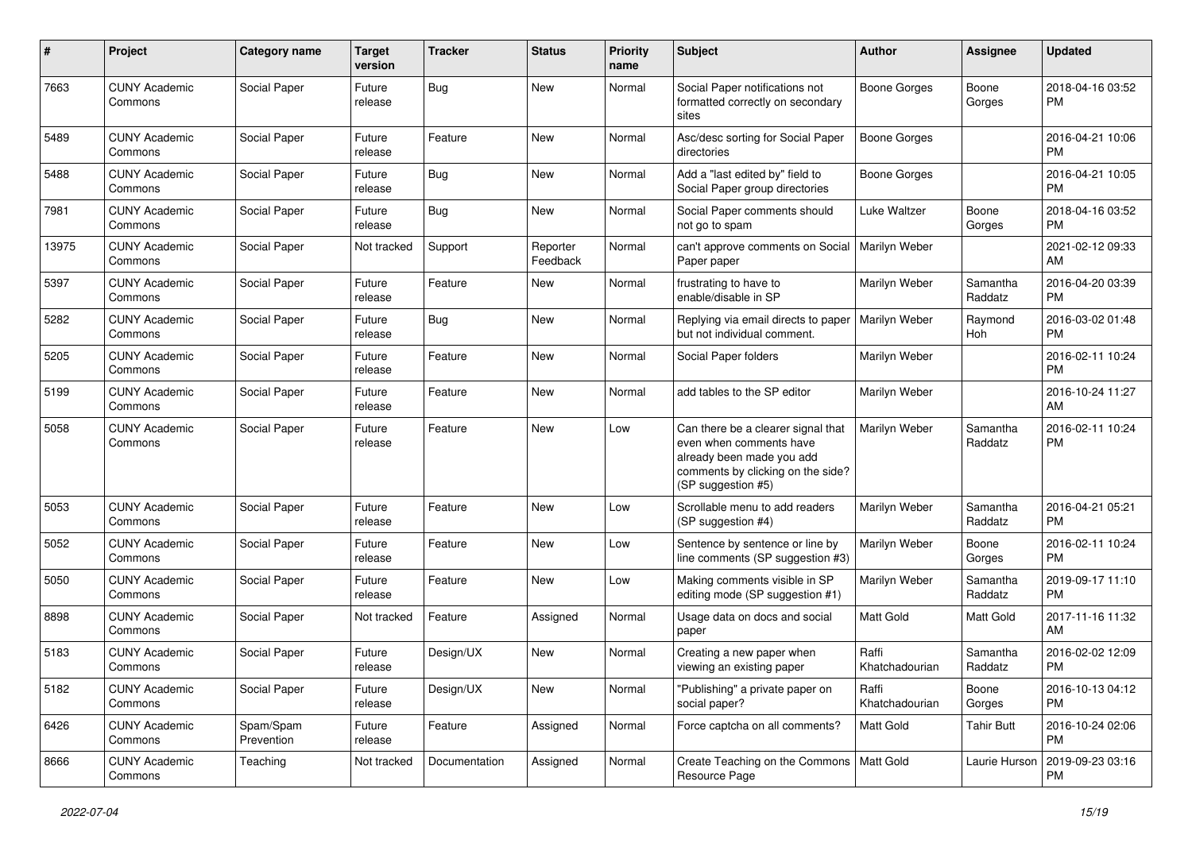| # | Project | Category name | Target version | Tracker | Status | Priority name | Subject | Author | Assignee | Updated |
|---|---|---|---|---|---|---|---|---|---|---|
| 7663 | CUNY Academic Commons | Social Paper | Future release | Bug | New | Normal | Social Paper notifications not formatted correctly on secondary sites | Boone Gorges | Boone Gorges | 2018-04-16 03:52 PM |
| 5489 | CUNY Academic Commons | Social Paper | Future release | Feature | New | Normal | Asc/desc sorting for Social Paper directories | Boone Gorges | | 2016-04-21 10:06 PM |
| 5488 | CUNY Academic Commons | Social Paper | Future release | Bug | New | Normal | Add a "last edited by" field to Social Paper group directories | Boone Gorges | | 2016-04-21 10:05 PM |
| 7981 | CUNY Academic Commons | Social Paper | Future release | Bug | New | Normal | Social Paper comments should not go to spam | Luke Waltzer | Boone Gorges | 2018-04-16 03:52 PM |
| 13975 | CUNY Academic Commons | Social Paper | Not tracked | Support | Reporter Feedback | Normal | can't approve comments on Social Paper paper | Marilyn Weber | | 2021-02-12 09:33 AM |
| 5397 | CUNY Academic Commons | Social Paper | Future release | Feature | New | Normal | frustrating to have to enable/disable in SP | Marilyn Weber | Samantha Raddatz | 2016-04-20 03:39 PM |
| 5282 | CUNY Academic Commons | Social Paper | Future release | Bug | New | Normal | Replying via email directs to paper but not individual comment. | Marilyn Weber | Raymond Hoh | 2016-03-02 01:48 PM |
| 5205 | CUNY Academic Commons | Social Paper | Future release | Feature | New | Normal | Social Paper folders | Marilyn Weber | | 2016-02-11 10:24 PM |
| 5199 | CUNY Academic Commons | Social Paper | Future release | Feature | New | Normal | add tables to the SP editor | Marilyn Weber | | 2016-10-24 11:27 AM |
| 5058 | CUNY Academic Commons | Social Paper | Future release | Feature | New | Low | Can there be a clearer signal that even when comments have already been made you add comments by clicking on the side? (SP suggestion #5) | Marilyn Weber | Samantha Raddatz | 2016-02-11 10:24 PM |
| 5053 | CUNY Academic Commons | Social Paper | Future release | Feature | New | Low | Scrollable menu to add readers (SP suggestion #4) | Marilyn Weber | Samantha Raddatz | 2016-04-21 05:21 PM |
| 5052 | CUNY Academic Commons | Social Paper | Future release | Feature | New | Low | Sentence by sentence or line by line comments (SP suggestion #3) | Marilyn Weber | Boone Gorges | 2016-02-11 10:24 PM |
| 5050 | CUNY Academic Commons | Social Paper | Future release | Feature | New | Low | Making comments visible in SP editing mode (SP suggestion #1) | Marilyn Weber | Samantha Raddatz | 2019-09-17 11:10 PM |
| 8898 | CUNY Academic Commons | Social Paper | Not tracked | Feature | Assigned | Normal | Usage data on docs and social paper | Matt Gold | Matt Gold | 2017-11-16 11:32 AM |
| 5183 | CUNY Academic Commons | Social Paper | Future release | Design/UX | New | Normal | Creating a new paper when viewing an existing paper | Raffi Khatchadourian | Samantha Raddatz | 2016-02-02 12:09 PM |
| 5182 | CUNY Academic Commons | Social Paper | Future release | Design/UX | New | Normal | "Publishing" a private paper on social paper? | Raffi Khatchadourian | Boone Gorges | 2016-10-13 04:12 PM |
| 6426 | CUNY Academic Commons | Spam/Spam Prevention | Future release | Feature | Assigned | Normal | Force captcha on all comments? | Matt Gold | Tahir Butt | 2016-10-24 02:06 PM |
| 8666 | CUNY Academic Commons | Teaching | Not tracked | Documentation | Assigned | Normal | Create Teaching on the Commons Resource Page | Matt Gold | Laurie Hurson | 2019-09-23 03:16 PM |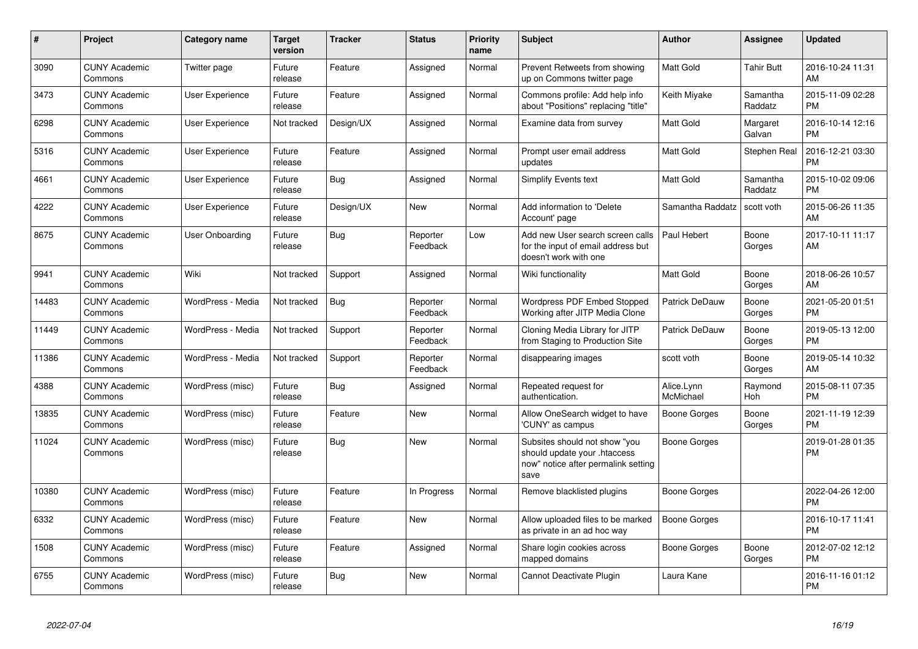| # | Project | Category name | Target version | Tracker | Status | Priority name | Subject | Author | Assignee | Updated |
|---|---|---|---|---|---|---|---|---|---|---|
| 3090 | CUNY Academic Commons | Twitter page | Future release | Feature | Assigned | Normal | Prevent Retweets from showing up on Commons twitter page | Matt Gold | Tahir Butt | 2016-10-24 11:31 AM |
| 3473 | CUNY Academic Commons | User Experience | Future release | Feature | Assigned | Normal | Commons profile: Add help info about "Positions" replacing "title" | Keith Miyake | Samantha Raddatz | 2015-11-09 02:28 PM |
| 6298 | CUNY Academic Commons | User Experience | Not tracked | Design/UX | Assigned | Normal | Examine data from survey | Matt Gold | Margaret Galvan | 2016-10-14 12:16 PM |
| 5316 | CUNY Academic Commons | User Experience | Future release | Feature | Assigned | Normal | Prompt user email address updates | Matt Gold | Stephen Real | 2016-12-21 03:30 PM |
| 4661 | CUNY Academic Commons | User Experience | Future release | Bug | Assigned | Normal | Simplify Events text | Matt Gold | Samantha Raddatz | 2015-10-02 09:06 PM |
| 4222 | CUNY Academic Commons | User Experience | Future release | Design/UX | New | Normal | Add information to 'Delete Account' page | Samantha Raddatz | scott voth | 2015-06-26 11:35 AM |
| 8675 | CUNY Academic Commons | User Onboarding | Future release | Bug | Reporter Feedback | Low | Add new User search screen calls for the input of email address but doesn't work with one | Paul Hebert | Boone Gorges | 2017-10-11 11:17 AM |
| 9941 | CUNY Academic Commons | Wiki | Not tracked | Support | Assigned | Normal | Wiki functionality | Matt Gold | Boone Gorges | 2018-06-26 10:57 AM |
| 14483 | CUNY Academic Commons | WordPress - Media | Not tracked | Bug | Reporter Feedback | Normal | Wordpress PDF Embed Stopped Working after JITP Media Clone | Patrick DeDauw | Boone Gorges | 2021-05-20 01:51 PM |
| 11449 | CUNY Academic Commons | WordPress - Media | Not tracked | Support | Reporter Feedback | Normal | Cloning Media Library for JITP from Staging to Production Site | Patrick DeDauw | Boone Gorges | 2019-05-13 12:00 PM |
| 11386 | CUNY Academic Commons | WordPress - Media | Not tracked | Support | Reporter Feedback | Normal | disappearing images | scott voth | Boone Gorges | 2019-05-14 10:32 AM |
| 4388 | CUNY Academic Commons | WordPress (misc) | Future release | Bug | Assigned | Normal | Repeated request for authentication. | Alice.Lynn McMichael | Raymond Hoh | 2015-08-11 07:35 PM |
| 13835 | CUNY Academic Commons | WordPress (misc) | Future release | Feature | New | Normal | Allow OneSearch widget to have 'CUNY' as campus | Boone Gorges | Boone Gorges | 2021-11-19 12:39 PM |
| 11024 | CUNY Academic Commons | WordPress (misc) | Future release | Bug | New | Normal | Subsites should not show "you should update your .htaccess now" notice after permalink setting save | Boone Gorges | | 2019-01-28 01:35 PM |
| 10380 | CUNY Academic Commons | WordPress (misc) | Future release | Feature | In Progress | Normal | Remove blacklisted plugins | Boone Gorges | | 2022-04-26 12:00 PM |
| 6332 | CUNY Academic Commons | WordPress (misc) | Future release | Feature | New | Normal | Allow uploaded files to be marked as private in an ad hoc way | Boone Gorges | | 2016-10-17 11:41 PM |
| 1508 | CUNY Academic Commons | WordPress (misc) | Future release | Feature | Assigned | Normal | Share login cookies across mapped domains | Boone Gorges | Boone Gorges | 2012-07-02 12:12 PM |
| 6755 | CUNY Academic Commons | WordPress (misc) | Future release | Bug | New | Normal | Cannot Deactivate Plugin | Laura Kane | | 2016-11-16 01:12 PM |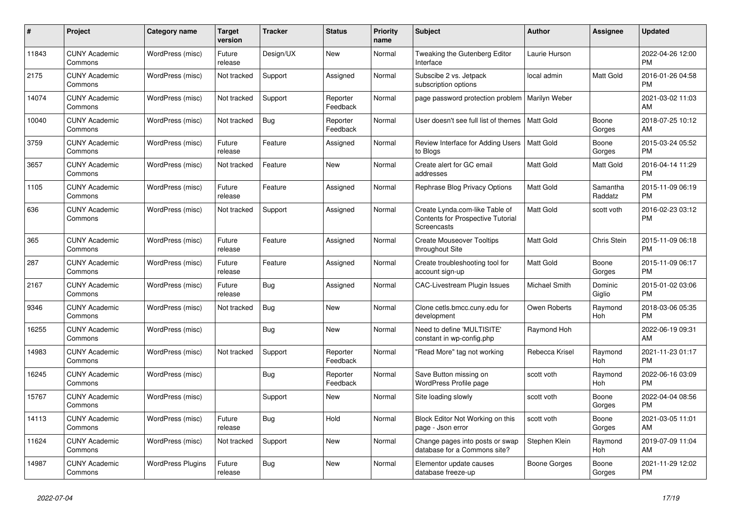| # | Project | Category name | Target version | Tracker | Status | Priority name | Subject | Author | Assignee | Updated |
|---|---|---|---|---|---|---|---|---|---|---|
| 11843 | CUNY Academic Commons | WordPress (misc) | Future release | Design/UX | New | Normal | Tweaking the Gutenberg Editor Interface | Laurie Hurson | | 2022-04-26 12:00 PM |
| 2175 | CUNY Academic Commons | WordPress (misc) | Not tracked | Support | Assigned | Normal | Subscibe 2 vs. Jetpack subscription options | local admin | Matt Gold | 2016-01-26 04:58 PM |
| 14074 | CUNY Academic Commons | WordPress (misc) | Not tracked | Support | Reporter Feedback | Normal | page password protection problem | Marilyn Weber | | 2021-03-02 11:03 AM |
| 10040 | CUNY Academic Commons | WordPress (misc) | Not tracked | Bug | Reporter Feedback | Normal | User doesn't see full list of themes | Matt Gold | Boone Gorges | 2018-07-25 10:12 AM |
| 3759 | CUNY Academic Commons | WordPress (misc) | Future release | Feature | Assigned | Normal | Review Interface for Adding Users to Blogs | Matt Gold | Boone Gorges | 2015-03-24 05:52 PM |
| 3657 | CUNY Academic Commons | WordPress (misc) | Not tracked | Feature | New | Normal | Create alert for GC email addresses | Matt Gold | Matt Gold | 2016-04-14 11:29 PM |
| 1105 | CUNY Academic Commons | WordPress (misc) | Future release | Feature | Assigned | Normal | Rephrase Blog Privacy Options | Matt Gold | Samantha Raddatz | 2015-11-09 06:19 PM |
| 636 | CUNY Academic Commons | WordPress (misc) | Not tracked | Support | Assigned | Normal | Create Lynda.com-like Table of Contents for Prospective Tutorial Screencasts | Matt Gold | scott voth | 2016-02-23 03:12 PM |
| 365 | CUNY Academic Commons | WordPress (misc) | Future release | Feature | Assigned | Normal | Create Mouseover Tooltips throughout Site | Matt Gold | Chris Stein | 2015-11-09 06:18 PM |
| 287 | CUNY Academic Commons | WordPress (misc) | Future release | Feature | Assigned | Normal | Create troubleshooting tool for account sign-up | Matt Gold | Boone Gorges | 2015-11-09 06:17 PM |
| 2167 | CUNY Academic Commons | WordPress (misc) | Future release | Bug | Assigned | Normal | CAC-Livestream Plugin Issues | Michael Smith | Dominic Giglio | 2015-01-02 03:06 PM |
| 9346 | CUNY Academic Commons | WordPress (misc) | Not tracked | Bug | New | Normal | Clone cetls.bmcc.cuny.edu for development | Owen Roberts | Raymond Hoh | 2018-03-06 05:35 PM |
| 16255 | CUNY Academic Commons | WordPress (misc) | | Bug | New | Normal | Need to define 'MULTISITE' constant in wp-config.php | Raymond Hoh | | 2022-06-19 09:31 AM |
| 14983 | CUNY Academic Commons | WordPress (misc) | Not tracked | Support | Reporter Feedback | Normal | "Read More" tag not working | Rebecca Krisel | Raymond Hoh | 2021-11-23 01:17 PM |
| 16245 | CUNY Academic Commons | WordPress (misc) | | Bug | Reporter Feedback | Normal | Save Button missing on WordPress Profile page | scott voth | Raymond Hoh | 2022-06-16 03:09 PM |
| 15767 | CUNY Academic Commons | WordPress (misc) | | Support | New | Normal | Site loading slowly | scott voth | Boone Gorges | 2022-04-04 08:56 PM |
| 14113 | CUNY Academic Commons | WordPress (misc) | Future release | Bug | Hold | Normal | Block Editor Not Working on this page - Json error | scott voth | Boone Gorges | 2021-03-05 11:01 AM |
| 11624 | CUNY Academic Commons | WordPress (misc) | Not tracked | Support | New | Normal | Change pages into posts or swap database for a Commons site? | Stephen Klein | Raymond Hoh | 2019-07-09 11:04 AM |
| 14987 | CUNY Academic Commons | WordPress Plugins | Future release | Bug | New | Normal | Elementor update causes database freeze-up | Boone Gorges | Boone Gorges | 2021-11-29 12:02 PM |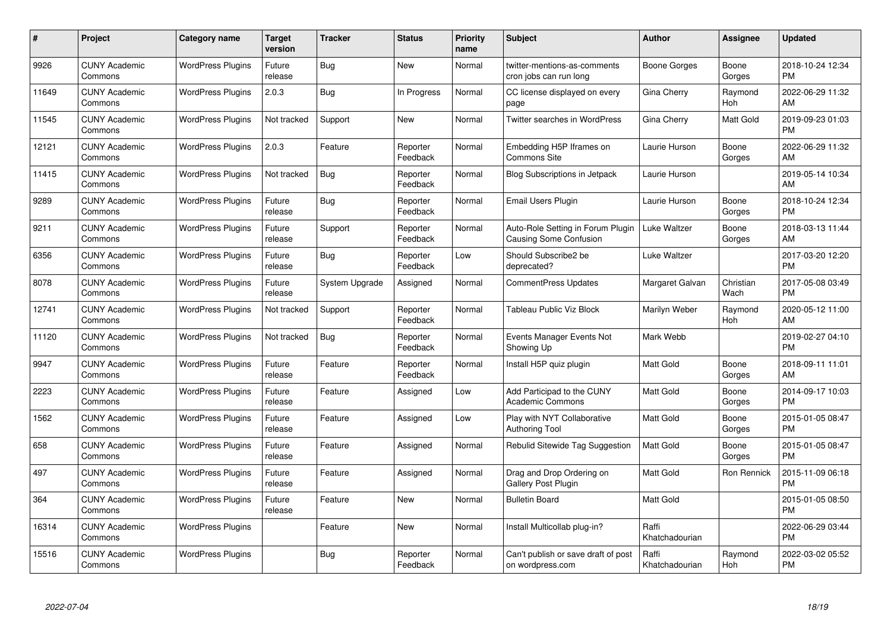| # | Project | Category name | Target version | Tracker | Status | Priority name | Subject | Author | Assignee | Updated |
|---|---|---|---|---|---|---|---|---|---|---|
| 9926 | CUNY Academic Commons | WordPress Plugins | Future release | Bug | New | Normal | twitter-mentions-as-comments cron jobs can run long | Boone Gorges | Boone Gorges | 2018-10-24 12:34 PM |
| 11649 | CUNY Academic Commons | WordPress Plugins | 2.0.3 | Bug | In Progress | Normal | CC license displayed on every page | Gina Cherry | Raymond Hoh | 2022-06-29 11:32 AM |
| 11545 | CUNY Academic Commons | WordPress Plugins | Not tracked | Support | New | Normal | Twitter searches in WordPress | Gina Cherry | Matt Gold | 2019-09-23 01:03 PM |
| 12121 | CUNY Academic Commons | WordPress Plugins | 2.0.3 | Feature | Reporter Feedback | Normal | Embedding H5P Iframes on Commons Site | Laurie Hurson | Boone Gorges | 2022-06-29 11:32 AM |
| 11415 | CUNY Academic Commons | WordPress Plugins | Not tracked | Bug | Reporter Feedback | Normal | Blog Subscriptions in Jetpack | Laurie Hurson | | 2019-05-14 10:34 AM |
| 9289 | CUNY Academic Commons | WordPress Plugins | Future release | Bug | Reporter Feedback | Normal | Email Users Plugin | Laurie Hurson | Boone Gorges | 2018-10-24 12:34 PM |
| 9211 | CUNY Academic Commons | WordPress Plugins | Future release | Support | Reporter Feedback | Normal | Auto-Role Setting in Forum Plugin Causing Some Confusion | Luke Waltzer | Boone Gorges | 2018-03-13 11:44 AM |
| 6356 | CUNY Academic Commons | WordPress Plugins | Future release | Bug | Reporter Feedback | Low | Should Subscribe2 be deprecated? | Luke Waltzer | | 2017-03-20 12:20 PM |
| 8078 | CUNY Academic Commons | WordPress Plugins | Future release | System Upgrade | Assigned | Normal | CommentPress Updates | Margaret Galvan | Christian Wach | 2017-05-08 03:49 PM |
| 12741 | CUNY Academic Commons | WordPress Plugins | Not tracked | Support | Reporter Feedback | Normal | Tableau Public Viz Block | Marilyn Weber | Raymond Hoh | 2020-05-12 11:00 AM |
| 11120 | CUNY Academic Commons | WordPress Plugins | Not tracked | Bug | Reporter Feedback | Normal | Events Manager Events Not Showing Up | Mark Webb | | 2019-02-27 04:10 PM |
| 9947 | CUNY Academic Commons | WordPress Plugins | Future release | Feature | Reporter Feedback | Normal | Install H5P quiz plugin | Matt Gold | Boone Gorges | 2018-09-11 11:01 AM |
| 2223 | CUNY Academic Commons | WordPress Plugins | Future release | Feature | Assigned | Low | Add Participad to the CUNY Academic Commons | Matt Gold | Boone Gorges | 2014-09-17 10:03 PM |
| 1562 | CUNY Academic Commons | WordPress Plugins | Future release | Feature | Assigned | Low | Play with NYT Collaborative Authoring Tool | Matt Gold | Boone Gorges | 2015-01-05 08:47 PM |
| 658 | CUNY Academic Commons | WordPress Plugins | Future release | Feature | Assigned | Normal | Rebulid Sitewide Tag Suggestion | Matt Gold | Boone Gorges | 2015-01-05 08:47 PM |
| 497 | CUNY Academic Commons | WordPress Plugins | Future release | Feature | Assigned | Normal | Drag and Drop Ordering on Gallery Post Plugin | Matt Gold | Ron Rennick | 2015-11-09 06:18 PM |
| 364 | CUNY Academic Commons | WordPress Plugins | Future release | Feature | New | Normal | Bulletin Board | Matt Gold | | 2015-01-05 08:50 PM |
| 16314 | CUNY Academic Commons | WordPress Plugins | | Feature | New | Normal | Install Multicollab plug-in? | Raffi Khatchadourian | | 2022-06-29 03:44 PM |
| 15516 | CUNY Academic Commons | WordPress Plugins | | Bug | Reporter Feedback | Normal | Can't publish or save draft of post on wordpress.com | Raffi Khatchadourian | Raymond Hoh | 2022-03-02 05:52 PM |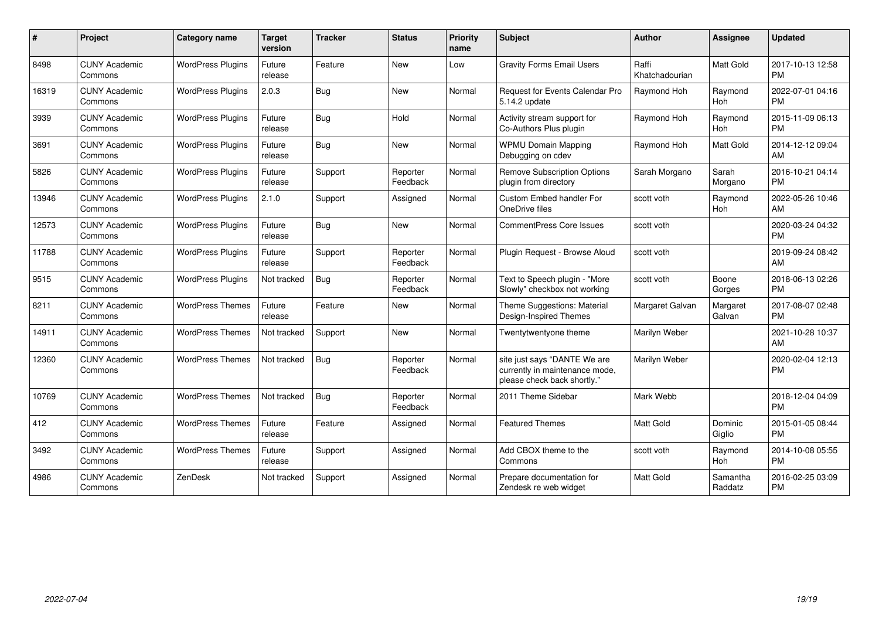| # | Project | Category name | Target version | Tracker | Status | Priority name | Subject | Author | Assignee | Updated |
|---|---|---|---|---|---|---|---|---|---|---|
| 8498 | CUNY Academic Commons | WordPress Plugins | Future release | Feature | New | Low | Gravity Forms Email Users | Raffi Khatchadourian | Matt Gold | 2017-10-13 12:58 PM |
| 16319 | CUNY Academic Commons | WordPress Plugins | 2.0.3 | Bug | New | Normal | Request for Events Calendar Pro 5.14.2 update | Raymond Hoh | Raymond Hoh | 2022-07-01 04:16 PM |
| 3939 | CUNY Academic Commons | WordPress Plugins | Future release | Bug | Hold | Normal | Activity stream support for Co-Authors Plus plugin | Raymond Hoh | Raymond Hoh | 2015-11-09 06:13 PM |
| 3691 | CUNY Academic Commons | WordPress Plugins | Future release | Bug | New | Normal | WPMU Domain Mapping Debugging on cdev | Raymond Hoh | Matt Gold | 2014-12-12 09:04 AM |
| 5826 | CUNY Academic Commons | WordPress Plugins | Future release | Support | Reporter Feedback | Normal | Remove Subscription Options plugin from directory | Sarah Morgano | Sarah Morgano | 2016-10-21 04:14 PM |
| 13946 | CUNY Academic Commons | WordPress Plugins | 2.1.0 | Support | Assigned | Normal | Custom Embed handler For OneDrive files | scott voth | Raymond Hoh | 2022-05-26 10:46 AM |
| 12573 | CUNY Academic Commons | WordPress Plugins | Future release | Bug | New | Normal | CommentPress Core Issues | scott voth | | 2020-03-24 04:32 PM |
| 11788 | CUNY Academic Commons | WordPress Plugins | Future release | Support | Reporter Feedback | Normal | Plugin Request - Browse Aloud | scott voth | | 2019-09-24 08:42 AM |
| 9515 | CUNY Academic Commons | WordPress Plugins | Not tracked | Bug | Reporter Feedback | Normal | Text to Speech plugin - "More Slowly" checkbox not working | scott voth | Boone Gorges | 2018-06-13 02:26 PM |
| 8211 | CUNY Academic Commons | WordPress Themes | Future release | Feature | New | Normal | Theme Suggestions: Material Design-Inspired Themes | Margaret Galvan | Margaret Galvan | 2017-08-07 02:48 PM |
| 14911 | CUNY Academic Commons | WordPress Themes | Not tracked | Support | New | Normal | Twentytwentyone theme | Marilyn Weber | | 2021-10-28 10:37 AM |
| 12360 | CUNY Academic Commons | WordPress Themes | Not tracked | Bug | Reporter Feedback | Normal | site just says "DANTE We are currently in maintenance mode, please check back shortly." | Marilyn Weber | | 2020-02-04 12:13 PM |
| 10769 | CUNY Academic Commons | WordPress Themes | Not tracked | Bug | Reporter Feedback | Normal | 2011 Theme Sidebar | Mark Webb | | 2018-12-04 04:09 PM |
| 412 | CUNY Academic Commons | WordPress Themes | Future release | Feature | Assigned | Normal | Featured Themes | Matt Gold | Dominic Giglio | 2015-01-05 08:44 PM |
| 3492 | CUNY Academic Commons | WordPress Themes | Future release | Support | Assigned | Normal | Add CBOX theme to the Commons | scott voth | Raymond Hoh | 2014-10-08 05:55 PM |
| 4986 | CUNY Academic Commons | ZenDesk | Not tracked | Support | Assigned | Normal | Prepare documentation for Zendesk re web widget | Matt Gold | Samantha Raddatz | 2016-02-25 03:09 PM |